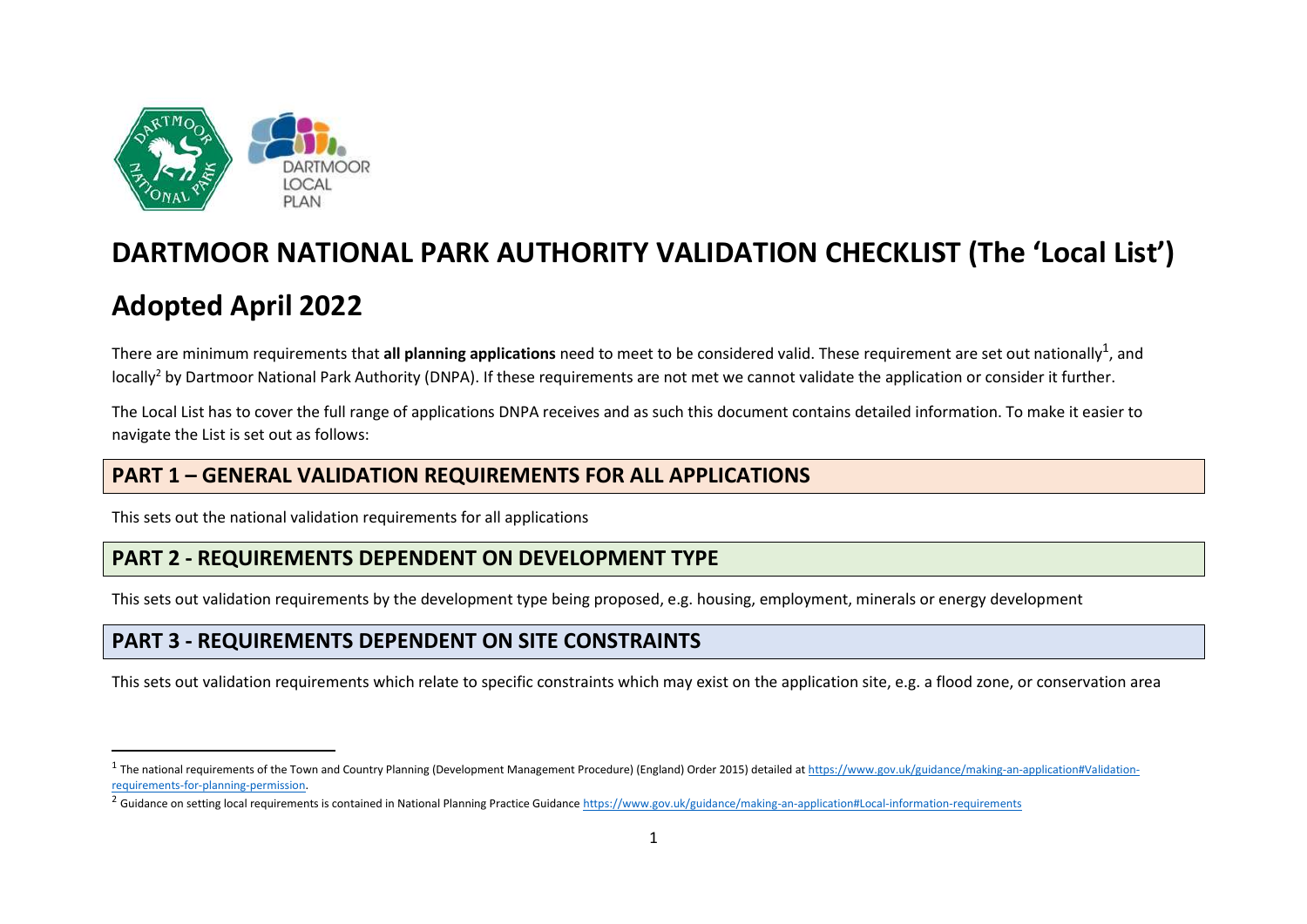# DARTMOOR NATIONAL PARK AUTHORITY VALIDATION CHECKLIST (The 'Local List')

# Adopted April 2022

There are minimum requirements that **all planning applications** need to meet to be considered valid. These requirement are set out nationally[1], and locally[2] by Dartmoor National Park Authority (DNPA). If these requirements are not met we cannot validate the application or consider it further.

The Local List has to cover the full range of applications DNPA receives and as such this document contains detailed information. To make it easier to navigate the List is set out as follows:

## PART 1 – GENERAL VALIDATION REQUIREMENTS FOR ALL APPLICATIONS

This sets out the national validation requirements for all applications

## PART 2 - REQUIREMENTS DEPENDENT ON DEVELOPMENT TYPE

This sets out validation requirements by the development type being proposed, e.g. housing, employment, minerals or energy development

## PART 3 - REQUIREMENTS DEPENDENT ON SITE CONSTRAINTS

This sets out validation requirements which relate to specific constraints which may exist on the application site, e.g. a flood zone, or conservation area

---

[1] The national requirements of the Town and Country Planning (Development Management Procedure) (England) Order 2015) detailed at https://www.gov.uk/guidance/making-an-application#Validation-requirements-for-planning-permission.

[2] Guidance on setting local requirements is contained in National Planning Practice Guidance https://www.gov.uk/guidance/making-an-application#Local-information-requirements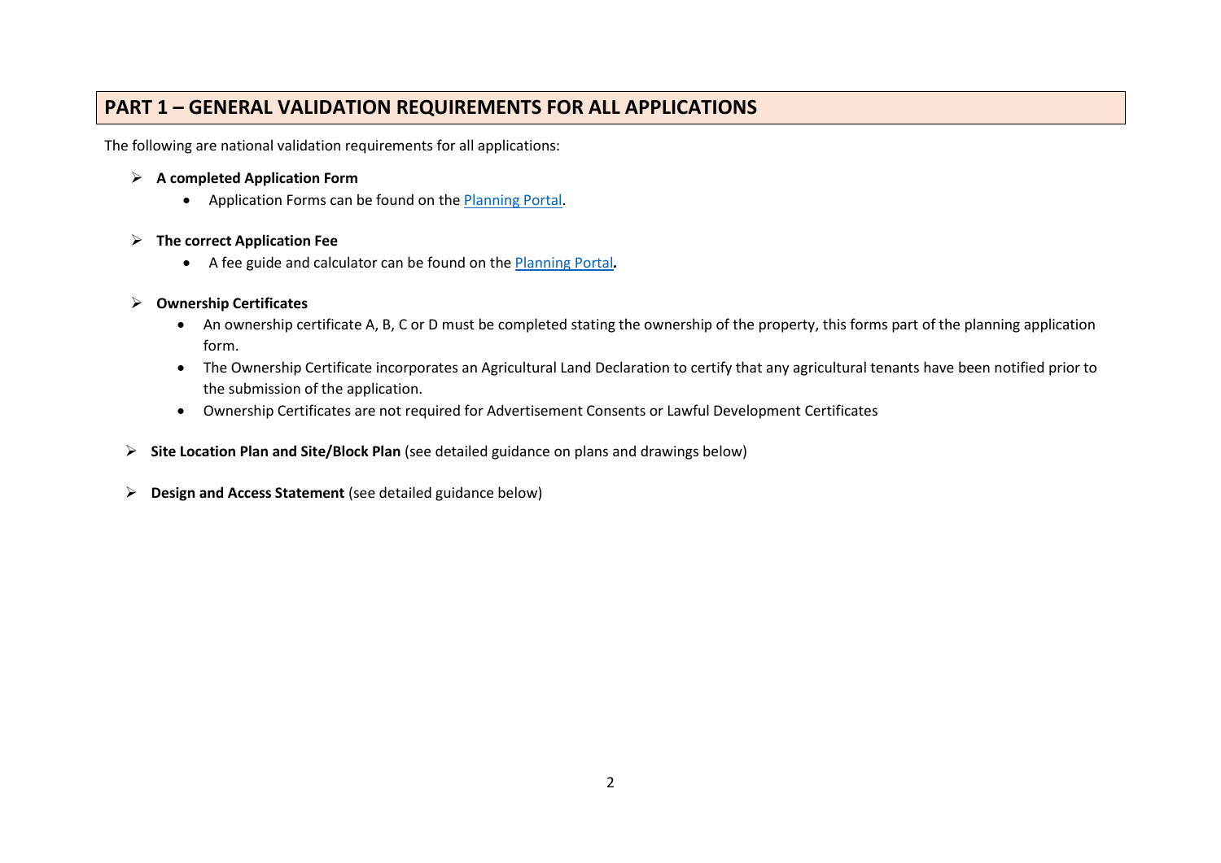## PART 1 – GENERAL VALIDATION REQUIREMENTS FOR ALL APPLICATIONS

The following are national validation requirements for all applications:

- **A completed Application Form**
  - Application Forms can be found on the [Planning Portal](Planning Portal).

- **The correct Application Fee**
  - A fee guide and calculator can be found on the [Planning Portal](Planning Portal)**.**

- **Ownership Certificates**
  - An ownership certificate A, B, C or D must be completed stating the ownership of the property, this forms part of the planning application form.
  - The Ownership Certificate incorporates an Agricultural Land Declaration to certify that any agricultural tenants have been notified prior to the submission of the application.
  - Ownership Certificates are not required for Advertisement Consents or Lawful Development Certificates

- **Site Location Plan and Site/Block Plan** (see detailed guidance on plans and drawings below)

- **Design and Access Statement** (see detailed guidance below)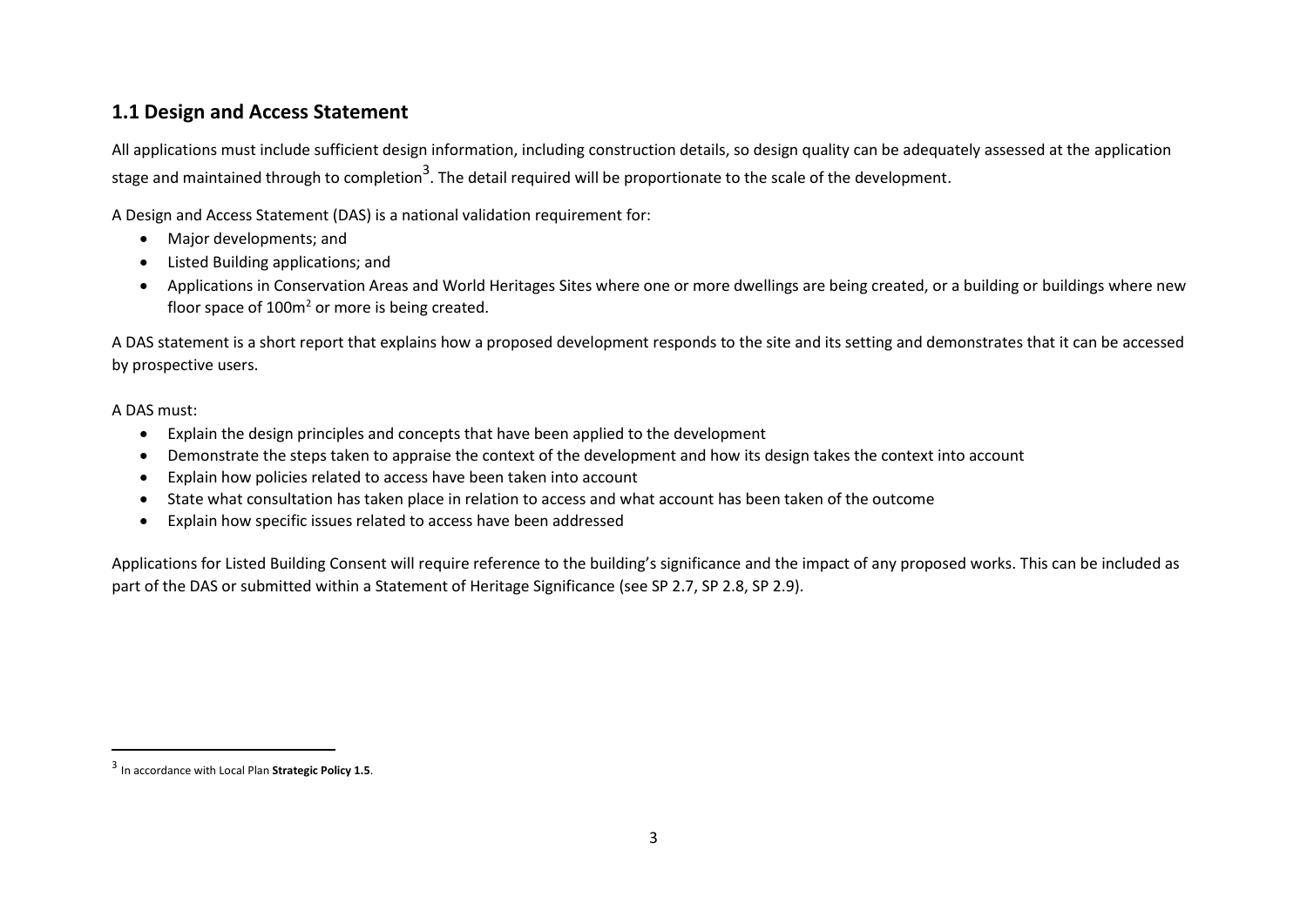## 1.1 Design and Access Statement

All applications must include sufficient design information, including construction details, so design quality can be adequately assessed at the application stage and maintained through to completion[3]. The detail required will be proportionate to the scale of the development.

A Design and Access Statement (DAS) is a national validation requirement for:

- Major developments; and
- Listed Building applications; and
- Applications in Conservation Areas and World Heritages Sites where one or more dwellings are being created, or a building or buildings where new floor space of 100m$^2$ or more is being created.

A DAS statement is a short report that explains how a proposed development responds to the site and its setting and demonstrates that it can be accessed by prospective users.

A DAS must:

- Explain the design principles and concepts that have been applied to the development
- Demonstrate the steps taken to appraise the context of the development and how its design takes the context into account
- Explain how policies related to access have been taken into account
- State what consultation has taken place in relation to access and what account has been taken of the outcome
- Explain how specific issues related to access have been addressed

Applications for Listed Building Consent will require reference to the building's significance and the impact of any proposed works. This can be included as part of the DAS or submitted within a Statement of Heritage Significance (see SP 2.7, SP 2.8, SP 2.9).

---

[3] In accordance with Local Plan **Strategic Policy 1.5**.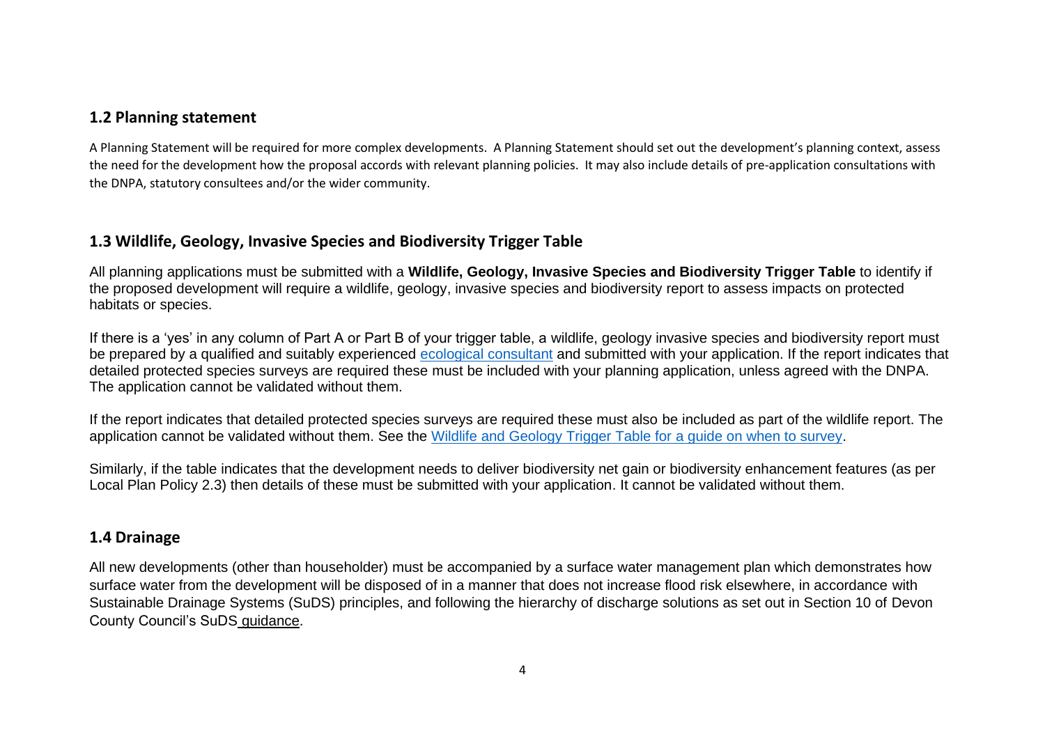## 1.2 Planning statement

A Planning Statement will be required for more complex developments. A Planning Statement should set out the development's planning context, assess the need for the development how the proposal accords with relevant planning policies. It may also include details of pre-application consultations with the DNPA, statutory consultees and/or the wider community.

## 1.3 Wildlife, Geology, Invasive Species and Biodiversity Trigger Table

All planning applications must be submitted with a **Wildlife, Geology, Invasive Species and Biodiversity Trigger Table** to identify if the proposed development will require a wildlife, geology, invasive species and biodiversity report to assess impacts on protected habitats or species.

If there is a 'yes' in any column of Part A or Part B of your trigger table, a wildlife, geology invasive species and biodiversity report must be prepared by a qualified and suitably experienced ecological consultant and submitted with your application. If the report indicates that detailed protected species surveys are required these must be included with your planning application, unless agreed with the DNPA. The application cannot be validated without them.

If the report indicates that detailed protected species surveys are required these must also be included as part of the wildlife report. The application cannot be validated without them. See the Wildlife and Geology Trigger Table for a guide on when to survey.

Similarly, if the table indicates that the development needs to deliver biodiversity net gain or biodiversity enhancement features (as per Local Plan Policy 2.3) then details of these must be submitted with your application. It cannot be validated without them.

## 1.4 Drainage

All new developments (other than householder) must be accompanied by a surface water management plan which demonstrates how surface water from the development will be disposed of in a manner that does not increase flood risk elsewhere, in accordance with Sustainable Drainage Systems (SuDS) principles, and following the hierarchy of discharge solutions as set out in Section 10 of Devon County Council's SuDS guidance.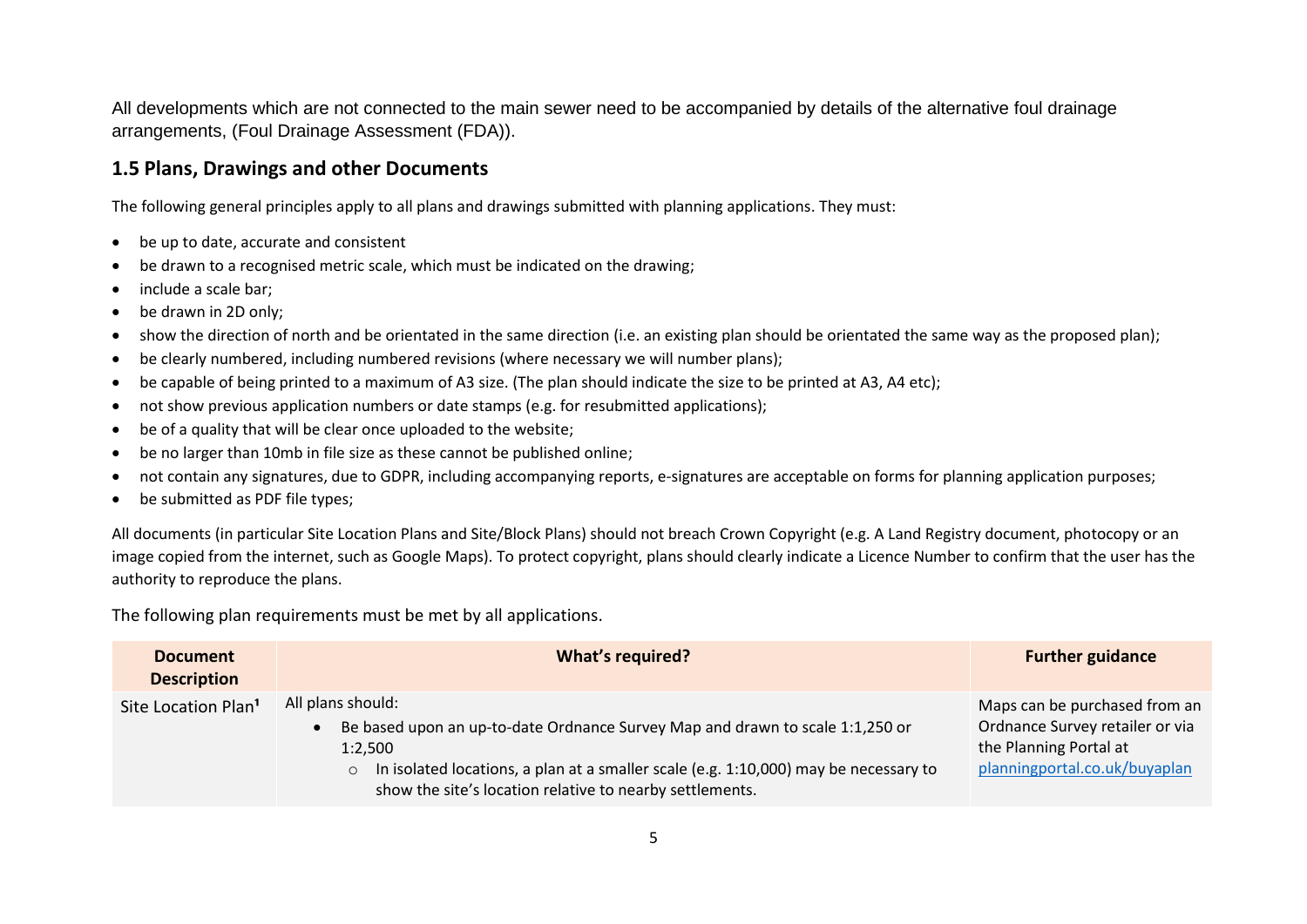All developments which are not connected to the main sewer need to be accompanied by details of the alternative foul drainage arrangements, (Foul Drainage Assessment (FDA)).

## 1.5 Plans, Drawings and other Documents

The following general principles apply to all plans and drawings submitted with planning applications. They must:

- be up to date, accurate and consistent
- be drawn to a recognised metric scale, which must be indicated on the drawing;
- include a scale bar;
- be drawn in 2D only;
- show the direction of north and be orientated in the same direction (i.e. an existing plan should be orientated the same way as the proposed plan);
- be clearly numbered, including numbered revisions (where necessary we will number plans);
- be capable of being printed to a maximum of A3 size. (The plan should indicate the size to be printed at A3, A4 etc);
- not show previous application numbers or date stamps (e.g. for resubmitted applications);
- be of a quality that will be clear once uploaded to the website;
- be no larger than 10mb in file size as these cannot be published online;
- not contain any signatures, due to GDPR, including accompanying reports, e-signatures are acceptable on forms for planning application purposes;
- be submitted as PDF file types;

All documents (in particular Site Location Plans and Site/Block Plans) should not breach Crown Copyright (e.g. A Land Registry document, photocopy or an image copied from the internet, such as Google Maps). To protect copyright, plans should clearly indicate a Licence Number to confirm that the user has the authority to reproduce the plans.

The following plan requirements must be met by all applications.

| Document Description | What's required? | Further guidance |
|---|---|---|
| Site Location Plan[1] | All plans should:<br>• Be based upon an up-to-date Ordnance Survey Map and drawn to scale 1:1,250 or 1:2,500<br>&nbsp;&nbsp;&nbsp;&nbsp;○ In isolated locations, a plan at a smaller scale (e.g. 1:10,000) may be necessary to show the site's location relative to nearby settlements. | Maps can be purchased from an Ordnance Survey retailer or via the Planning Portal at planningportal.co.uk/buyaplan |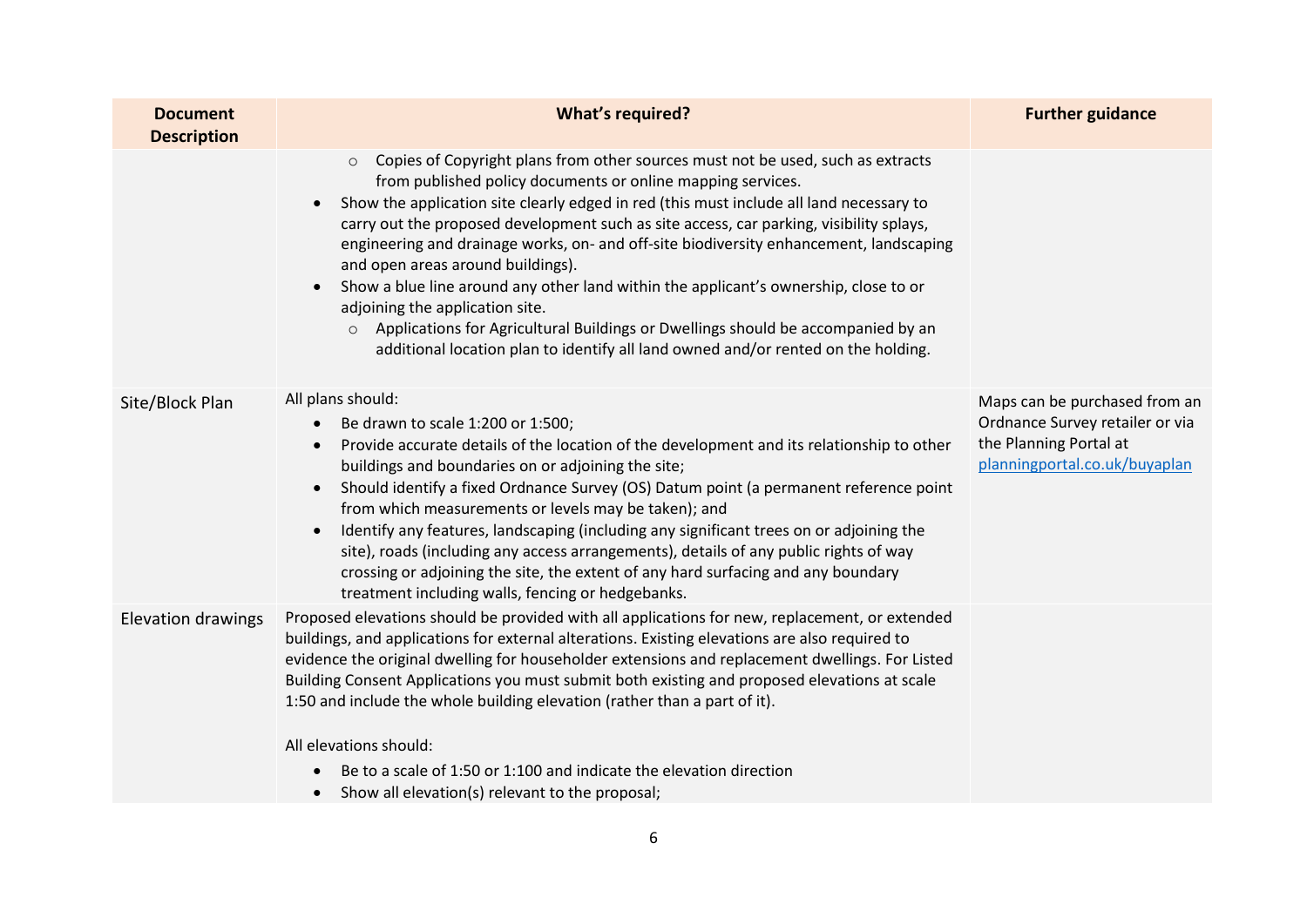| Document Description | What's required? | Further guidance |
|---|---|---|
| | ◦ Copies of Copyright plans from other sources must not be used, such as extracts from published policy documents or online mapping services.<br>• Show the application site clearly edged in red (this must include all land necessary to carry out the proposed development such as site access, car parking, visibility splays, engineering and drainage works, on- and off-site biodiversity enhancement, landscaping and open areas around buildings).<br>• Show a blue line around any other land within the applicant's ownership, close to or adjoining the application site.<br>◦ Applications for Agricultural Buildings or Dwellings should be accompanied by an additional location plan to identify all land owned and/or rented on the holding. | |
| Site/Block Plan | All plans should:<br>• Be drawn to scale 1:200 or 1:500;<br>• Provide accurate details of the location of the development and its relationship to other buildings and boundaries on or adjoining the site;<br>• Should identify a fixed Ordnance Survey (OS) Datum point (a permanent reference point from which measurements or levels may be taken); and<br>• Identify any features, landscaping (including any significant trees on or adjoining the site), roads (including any access arrangements), details of any public rights of way crossing or adjoining the site, the extent of any hard surfacing and any boundary treatment including walls, fencing or hedgebanks. | Maps can be purchased from an Ordnance Survey retailer or via the Planning Portal at planningportal.co.uk/buyaplan |
| Elevation drawings | Proposed elevations should be provided with all applications for new, replacement, or extended buildings, and applications for external alterations. Existing elevations are also required to evidence the original dwelling for householder extensions and replacement dwellings. For Listed Building Consent Applications you must submit both existing and proposed elevations at scale 1:50 and include the whole building elevation (rather than a part of it).<br><br>All elevations should:<br>• Be to a scale of 1:50 or 1:100 and indicate the elevation direction<br>• Show all elevation(s) relevant to the proposal; | |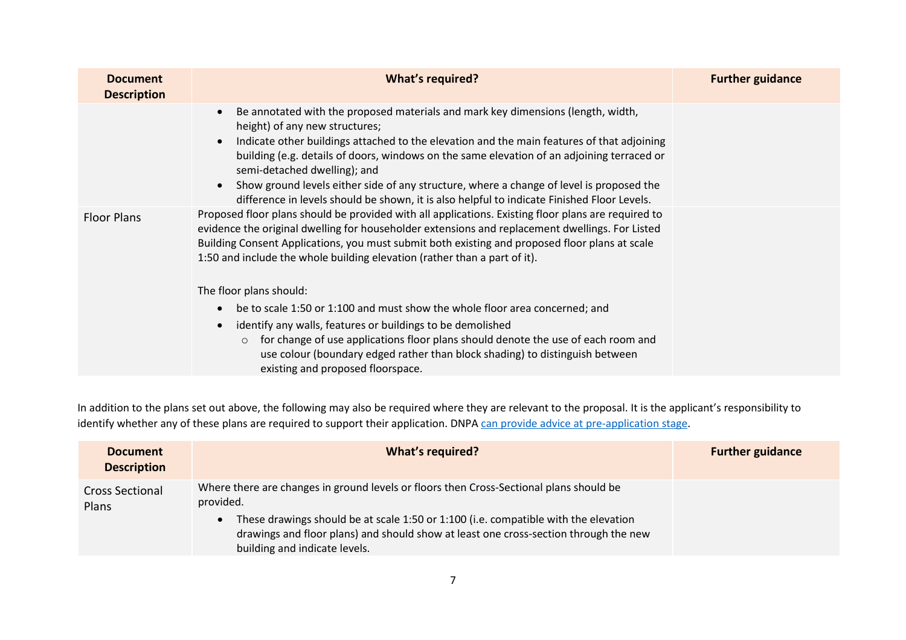| Document Description | What's required? | Further guidance |
|---|---|---|
| | • Be annotated with the proposed materials and mark key dimensions (length, width, height) of any new structures;<br>• Indicate other buildings attached to the elevation and the main features of that adjoining building (e.g. details of doors, windows on the same elevation of an adjoining terraced or semi-detached dwelling); and<br>• Show ground levels either side of any structure, where a change of level is proposed the difference in levels should be shown, it is also helpful to indicate Finished Floor Levels. | |
| Floor Plans | Proposed floor plans should be provided with all applications. Existing floor plans are required to evidence the original dwelling for householder extensions and replacement dwellings. For Listed Building Consent Applications, you must submit both existing and proposed floor plans at scale 1:50 and include the whole building elevation (rather than a part of it).<br><br>The floor plans should:<br>• be to scale 1:50 or 1:100 and must show the whole floor area concerned; and<br>• identify any walls, features or buildings to be demolished<br>&nbsp;&nbsp;&nbsp;&nbsp;○ for change of use applications floor plans should denote the use of each room and use colour (boundary edged rather than block shading) to distinguish between existing and proposed floorspace. | |

In addition to the plans set out above, the following may also be required where they are relevant to the proposal. It is the applicant's responsibility to identify whether any of these plans are required to support their application. DNPA can provide advice at pre-application stage.

| Document Description | What's required? | Further guidance |
|---|---|---|
| Cross Sectional Plans | Where there are changes in ground levels or floors then Cross-Sectional plans should be provided.<br>• These drawings should be at scale 1:50 or 1:100 (i.e. compatible with the elevation drawings and floor plans) and should show at least one cross-section through the new building and indicate levels. | |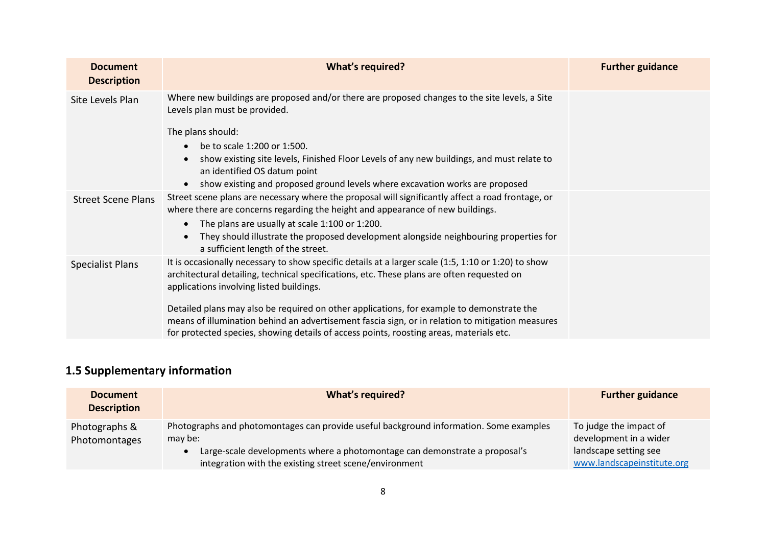| Document Description | What's required? | Further guidance |
|---|---|---|
| Site Levels Plan | Where new buildings are proposed and/or there are proposed changes to the site levels, a Site Levels plan must be provided.<br><br>The plans should:<br>• be to scale 1:200 or 1:500.<br>• show existing site levels, Finished Floor Levels of any new buildings, and must relate to an identified OS datum point<br>• show existing and proposed ground levels where excavation works are proposed | |
| Street Scene Plans | Street scene plans are necessary where the proposal will significantly affect a road frontage, or where there are concerns regarding the height and appearance of new buildings.<br>• The plans are usually at scale 1:100 or 1:200.<br>• They should illustrate the proposed development alongside neighbouring properties for a sufficient length of the street. | |
| Specialist Plans | It is occasionally necessary to show specific details at a larger scale (1:5, 1:10 or 1:20) to show architectural detailing, technical specifications, etc. These plans are often requested on applications involving listed buildings.<br><br>Detailed plans may also be required on other applications, for example to demonstrate the means of illumination behind an advertisement fascia sign, or in relation to mitigation measures for protected species, showing details of access points, roosting areas, materials etc. | |

## 1.5 Supplementary information

| Document Description | What's required? | Further guidance |
|---|---|---|
| Photographs & Photomontages | Photographs and photomontages can provide useful background information. Some examples may be:<br>• Large-scale developments where a photomontage can demonstrate a proposal's integration with the existing street scene/environment | To judge the impact of development in a wider landscape setting see www.landscapeinstitute.org |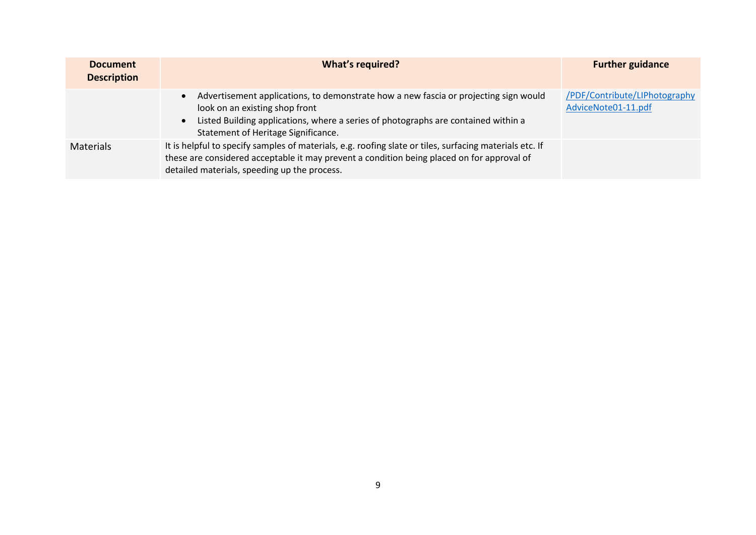| Document Description | What's required? | Further guidance |
|---|---|---|
| | • Advertisement applications, to demonstrate how a new fascia or projecting sign would look on an existing shop front<br>• Listed Building applications, where a series of photographs are contained within a Statement of Heritage Significance. | [/PDF/Contribute/LIPhotographyAdviceNote01-11.pdf](/PDF/Contribute/LIPhotographyAdviceNote01-11.pdf) |
| Materials | It is helpful to specify samples of materials, e.g. roofing slate or tiles, surfacing materials etc. If these are considered acceptable it may prevent a condition being placed on for approval of detailed materials, speeding up the process. | |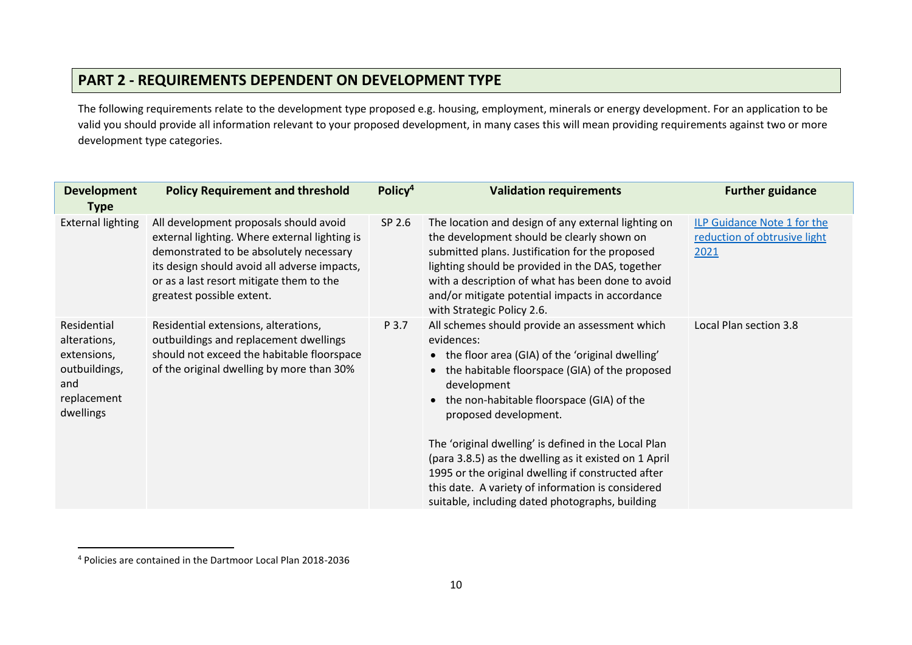## PART 2 - REQUIREMENTS DEPENDENT ON DEVELOPMENT TYPE

The following requirements relate to the development type proposed e.g. housing, employment, minerals or energy development. For an application to be valid you should provide all information relevant to your proposed development, in many cases this will mean providing requirements against two or more development type categories.

| Development Type | Policy Requirement and threshold | Policy[4] | Validation requirements | Further guidance |
|---|---|---|---|---|
| External lighting | All development proposals should avoid external lighting. Where external lighting is demonstrated to be absolutely necessary its design should avoid all adverse impacts, or as a last resort mitigate them to the greatest possible extent. | SP 2.6 | The location and design of any external lighting on the development should be clearly shown on submitted plans. Justification for the proposed lighting should be provided in the DAS, together with a description of what has been done to avoid and/or mitigate potential impacts in accordance with Strategic Policy 2.6. | ILP Guidance Note 1 for the reduction of obtrusive light 2021 |
| Residential alterations, extensions, outbuildings, and replacement dwellings | Residential extensions, alterations, outbuildings and replacement dwellings should not exceed the habitable floorspace of the original dwelling by more than 30% | P 3.7 | All schemes should provide an assessment which evidences:<br>• the floor area (GIA) of the 'original dwelling'<br>• the habitable floorspace (GIA) of the proposed development<br>• the non-habitable floorspace (GIA) of the proposed development.<br><br>The 'original dwelling' is defined in the Local Plan (para 3.8.5) as the dwelling as it existed on 1 April 1995 or the original dwelling if constructed after this date. A variety of information is considered suitable, including dated photographs, building | Local Plan section 3.8 |

[4] Policies are contained in the Dartmoor Local Plan 2018-2036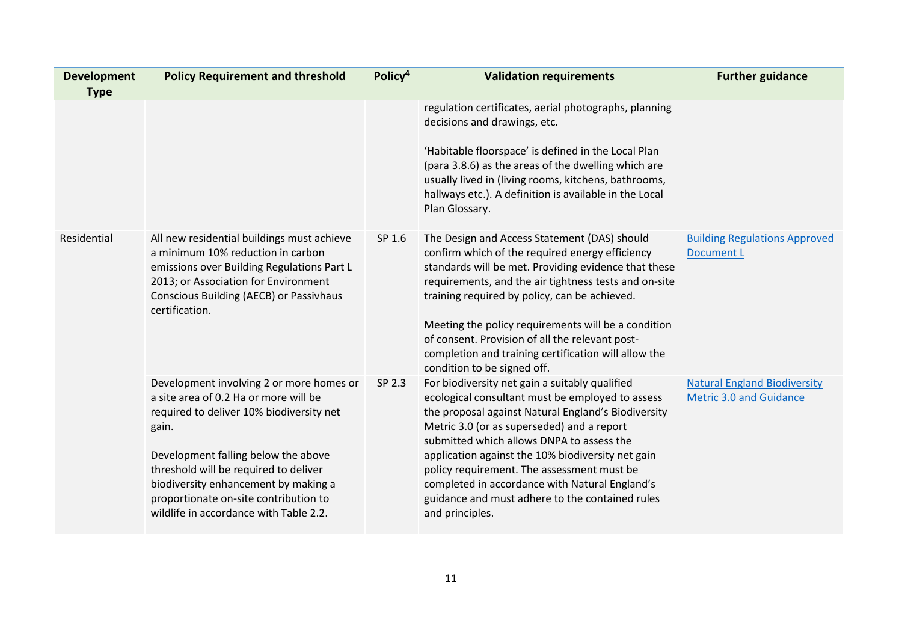| Development Type | Policy Requirement and threshold | Policy[4] | Validation requirements | Further guidance |
|---|---|---|---|---|
| | | | regulation certificates, aerial photographs, planning decisions and drawings, etc.<br><br>'Habitable floorspace' is defined in the Local Plan (para 3.8.6) as the areas of the dwelling which are usually lived in (living rooms, kitchens, bathrooms, hallways etc.). A definition is available in the Local Plan Glossary. | |
| Residential | All new residential buildings must achieve a minimum 10% reduction in carbon emissions over Building Regulations Part L 2013; or Association for Environment Conscious Building (AECB) or Passivhaus certification. | SP 1.6 | The Design and Access Statement (DAS) should confirm which of the required energy efficiency standards will be met. Providing evidence that these requirements, and the air tightness tests and on-site training required by policy, can be achieved.<br><br>Meeting the policy requirements will be a condition of consent. Provision of all the relevant post-completion and training certification will allow the condition to be signed off. | Building Regulations Approved Document L |
| | Development involving 2 or more homes or a site area of 0.2 Ha or more will be required to deliver 10% biodiversity net gain.<br><br>Development falling below the above threshold will be required to deliver biodiversity enhancement by making a proportionate on-site contribution to wildlife in accordance with Table 2.2. | SP 2.3 | For biodiversity net gain a suitably qualified ecological consultant must be employed to assess the proposal against Natural England's Biodiversity Metric 3.0 (or as superseded) and a report submitted which allows DNPA to assess the application against the 10% biodiversity net gain policy requirement. The assessment must be completed in accordance with Natural England's guidance and must adhere to the contained rules and principles. | Natural England Biodiversity Metric 3.0 and Guidance |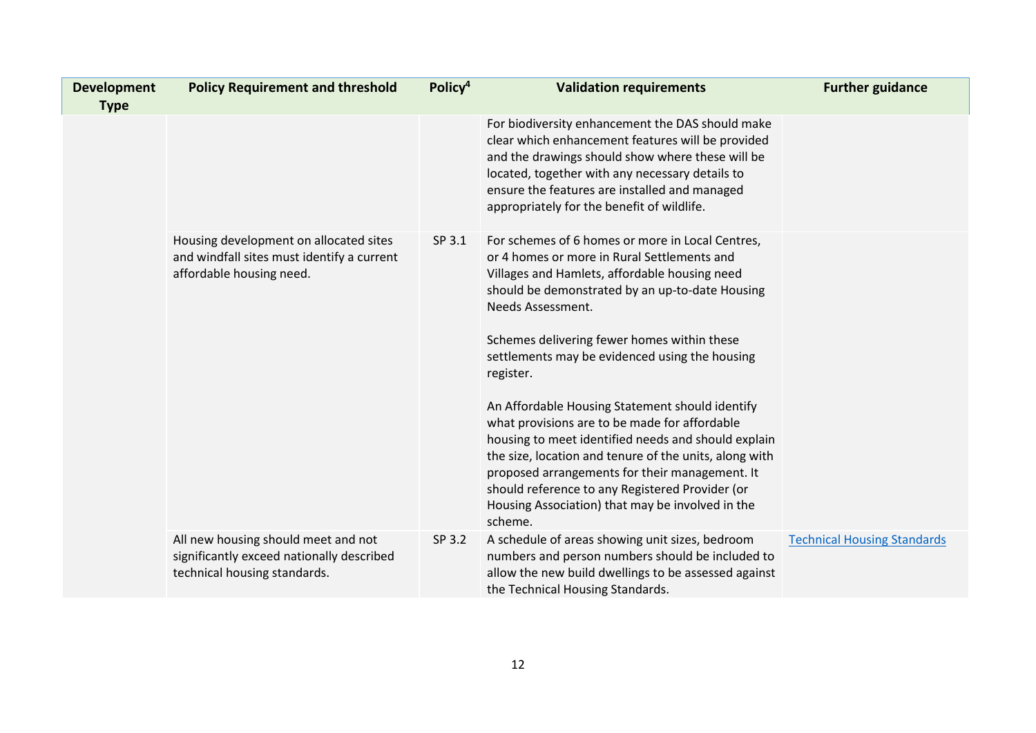| Development Type | Policy Requirement and threshold | Policy[4] | Validation requirements | Further guidance |
|---|---|---|---|---|
| | | | For biodiversity enhancement the DAS should make clear which enhancement features will be provided and the drawings should show where these will be located, together with any necessary details to ensure the features are installed and managed appropriately for the benefit of wildlife. | |
| | Housing development on allocated sites and windfall sites must identify a current affordable housing need. | SP 3.1 | For schemes of 6 homes or more in Local Centres, or 4 homes or more in Rural Settlements and Villages and Hamlets, affordable housing need should be demonstrated by an up-to-date Housing Needs Assessment.<br><br>Schemes delivering fewer homes within these settlements may be evidenced using the housing register.<br><br>An Affordable Housing Statement should identify what provisions are to be made for affordable housing to meet identified needs and should explain the size, location and tenure of the units, along with proposed arrangements for their management. It should reference to any Registered Provider (or Housing Association) that may be involved in the scheme. | |
| | All new housing should meet and not significantly exceed nationally described technical housing standards. | SP 3.2 | A schedule of areas showing unit sizes, bedroom numbers and person numbers should be included to allow the new build dwellings to be assessed against the Technical Housing Standards. | [Technical Housing Standards] |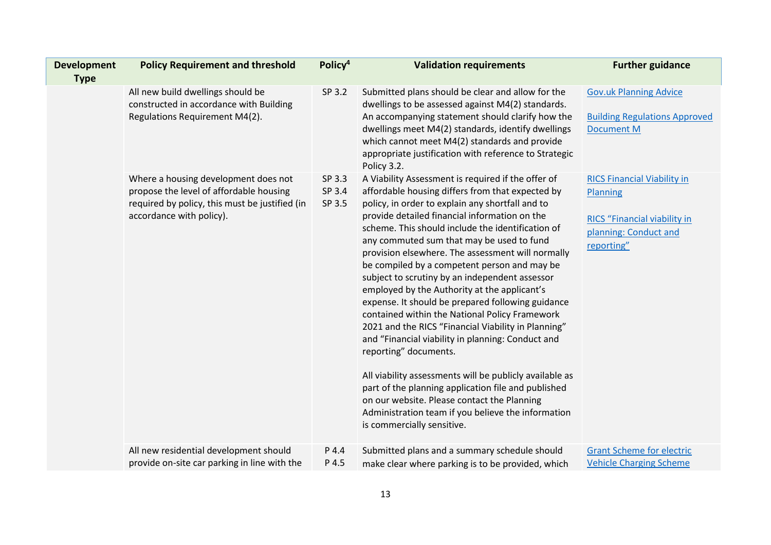| Development Type | Policy Requirement and threshold | Policy[4] | Validation requirements | Further guidance |
|---|---|---|---|---|
| | All new build dwellings should be constructed in accordance with Building Regulations Requirement M4(2). | SP 3.2 | Submitted plans should be clear and allow for the dwellings to be assessed against M4(2) standards. An accompanying statement should clarify how the dwellings meet M4(2) standards, identify dwellings which cannot meet M4(2) standards and provide appropriate justification with reference to Strategic Policy 3.2. | Gov.uk Planning Advice<br><br>Building Regulations Approved Document M |
| | Where a housing development does not propose the level of affordable housing required by policy, this must be justified (in accordance with policy). | SP 3.3<br>SP 3.4<br>SP 3.5 | A Viability Assessment is required if the offer of affordable housing differs from that expected by policy, in order to explain any shortfall and to provide detailed financial information on the scheme. This should include the identification of any commuted sum that may be used to fund provision elsewhere. The assessment will normally be compiled by a competent person and may be subject to scrutiny by an independent assessor employed by the Authority at the applicant's expense. It should be prepared following guidance contained within the National Policy Framework 2021 and the RICS "Financial Viability in Planning" and "Financial viability in planning: Conduct and reporting" documents.<br><br>All viability assessments will be publicly available as part of the planning application file and published on our website. Please contact the Planning Administration team if you believe the information is commercially sensitive. | RICS Financial Viability in Planning<br><br>RICS "Financial viability in planning: Conduct and reporting" |
| | All new residential development should provide on-site car parking in line with the | P 4.4<br>P 4.5 | Submitted plans and a summary schedule should make clear where parking is to be provided, which | Grant Scheme for electric Vehicle Charging Scheme |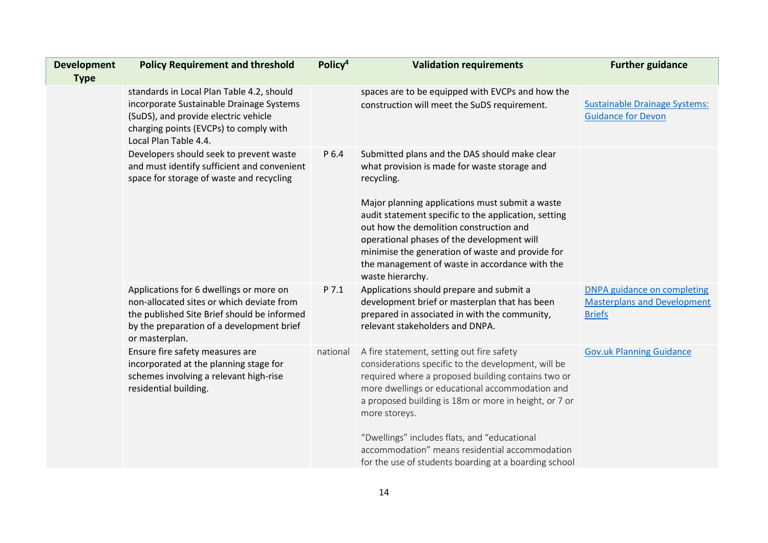| Development Type | Policy Requirement and threshold | Policy[4] | Validation requirements | Further guidance |
|---|---|---|---|---|
| | standards in Local Plan Table 4.2, should incorporate Sustainable Drainage Systems (SuDS), and provide electric vehicle charging points (EVCPs) to comply with Local Plan Table 4.4. | | spaces are to be equipped with EVCPs and how the construction will meet the SuDS requirement. | Sustainable Drainage Systems: Guidance for Devon |
| | Developers should seek to prevent waste and must identify sufficient and convenient space for storage of waste and recycling | P 6.4 | Submitted plans and the DAS should make clear what provision is made for waste storage and recycling.<br><br>Major planning applications must submit a waste audit statement specific to the application, setting out how the demolition construction and operational phases of the development will minimise the generation of waste and provide for the management of waste in accordance with the waste hierarchy. | |
| | Applications for 6 dwellings or more on non-allocated sites or which deviate from the published Site Brief should be informed by the preparation of a development brief or masterplan. | P 7.1 | Applications should prepare and submit a development brief or masterplan that has been prepared in associated in with the community, relevant stakeholders and DNPA. | DNPA guidance on completing Masterplans and Development Briefs |
| | Ensure fire safety measures are incorporated at the planning stage for schemes involving a relevant high-rise residential building. | national | A fire statement, setting out fire safety considerations specific to the development, will be required where a proposed building contains two or more dwellings or educational accommodation and a proposed building is 18m or more in height, or 7 or more storeys.<br><br>"Dwellings" includes flats, and "educational accommodation" means residential accommodation for the use of students boarding at a boarding school | Gov.uk Planning Guidance |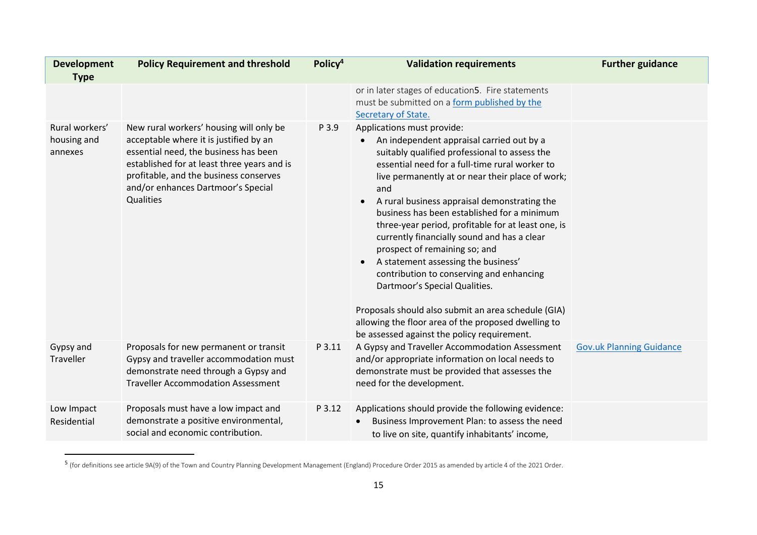| Development Type | Policy Requirement and threshold | Policy[4] | Validation requirements | Further guidance |
|---|---|---|---|---|
| | | | or in later stages of education[5]. Fire statements must be submitted on a [form published by the Secretary of State.]() | |
| Rural workers' housing and annexes | New rural workers' housing will only be acceptable where it is justified by an essential need, the business has been established for at least three years and is profitable, and the business conserves and/or enhances Dartmoor's Special Qualities | P 3.9 | Applications must provide:<br>• An independent appraisal carried out by a suitably qualified professional to assess the essential need for a full-time rural worker to live permanently at or near their place of work; and<br>• A rural business appraisal demonstrating the business has been established for a minimum three-year period, profitable for at least one, is currently financially sound and has a clear prospect of remaining so; and<br>• A statement assessing the business' contribution to conserving and enhancing Dartmoor's Special Qualities.<br><br>Proposals should also submit an area schedule (GIA) allowing the floor area of the proposed dwelling to be assessed against the policy requirement. | |
| Gypsy and Traveller | Proposals for new permanent or transit Gypsy and traveller accommodation must demonstrate need through a Gypsy and Traveller Accommodation Assessment | P 3.11 | A Gypsy and Traveller Accommodation Assessment and/or appropriate information on local needs to demonstrate must be provided that assesses the need for the development. | [Gov.uk Planning Guidance]() |
| Low Impact Residential | Proposals must have a low impact and demonstrate a positive environmental, social and economic contribution. | P 3.12 | Applications should provide the following evidence:<br>• Business Improvement Plan: to assess the need to live on site, quantify inhabitants' income, | |

[5] (for definitions see article 9A(9) of the Town and Country Planning Development Management (England) Procedure Order 2015 as amended by article 4 of the 2021 Order.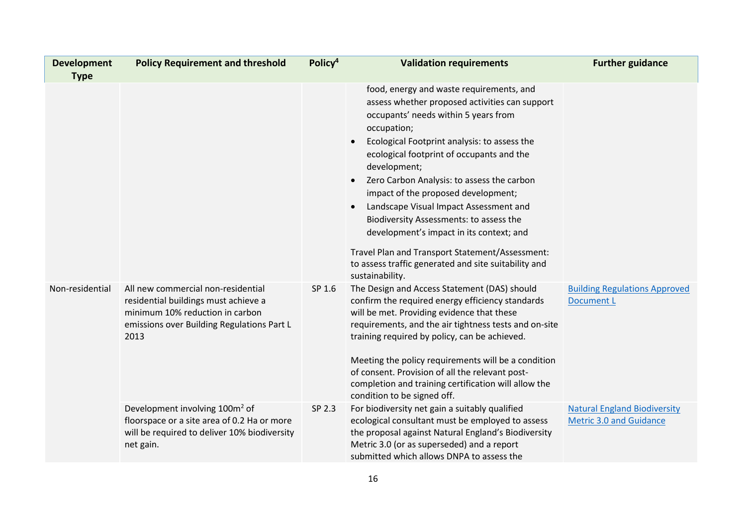| Development Type | Policy Requirement and threshold | Policy[4] | Validation requirements | Further guidance |
|---|---|---|---|---|
| | | | food, energy and waste requirements, and assess whether proposed activities can support occupants' needs within 5 years from occupation;<br>• Ecological Footprint analysis: to assess the ecological footprint of occupants and the development;<br>• Zero Carbon Analysis: to assess the carbon impact of the proposed development;<br>• Landscape Visual Impact Assessment and Biodiversity Assessments: to assess the development's impact in its context; and<br><br>Travel Plan and Transport Statement/Assessment: to assess traffic generated and site suitability and sustainability. | |
| Non-residential | All new commercial non-residential residential buildings must achieve a minimum 10% reduction in carbon emissions over Building Regulations Part L 2013 | SP 1.6 | The Design and Access Statement (DAS) should confirm the required energy efficiency standards will be met. Providing evidence that these requirements, and the air tightness tests and on-site training required by policy, can be achieved.<br><br>Meeting the policy requirements will be a condition of consent. Provision of all the relevant post-completion and training certification will allow the condition to be signed off. | Building Regulations Approved Document L |
| | Development involving 100m² of floorspace or a site area of 0.2 Ha or more will be required to deliver 10% biodiversity net gain. | SP 2.3 | For biodiversity net gain a suitably qualified ecological consultant must be employed to assess the proposal against Natural England's Biodiversity Metric 3.0 (or as superseded) and a report submitted which allows DNPA to assess the | Natural England Biodiversity Metric 3.0 and Guidance |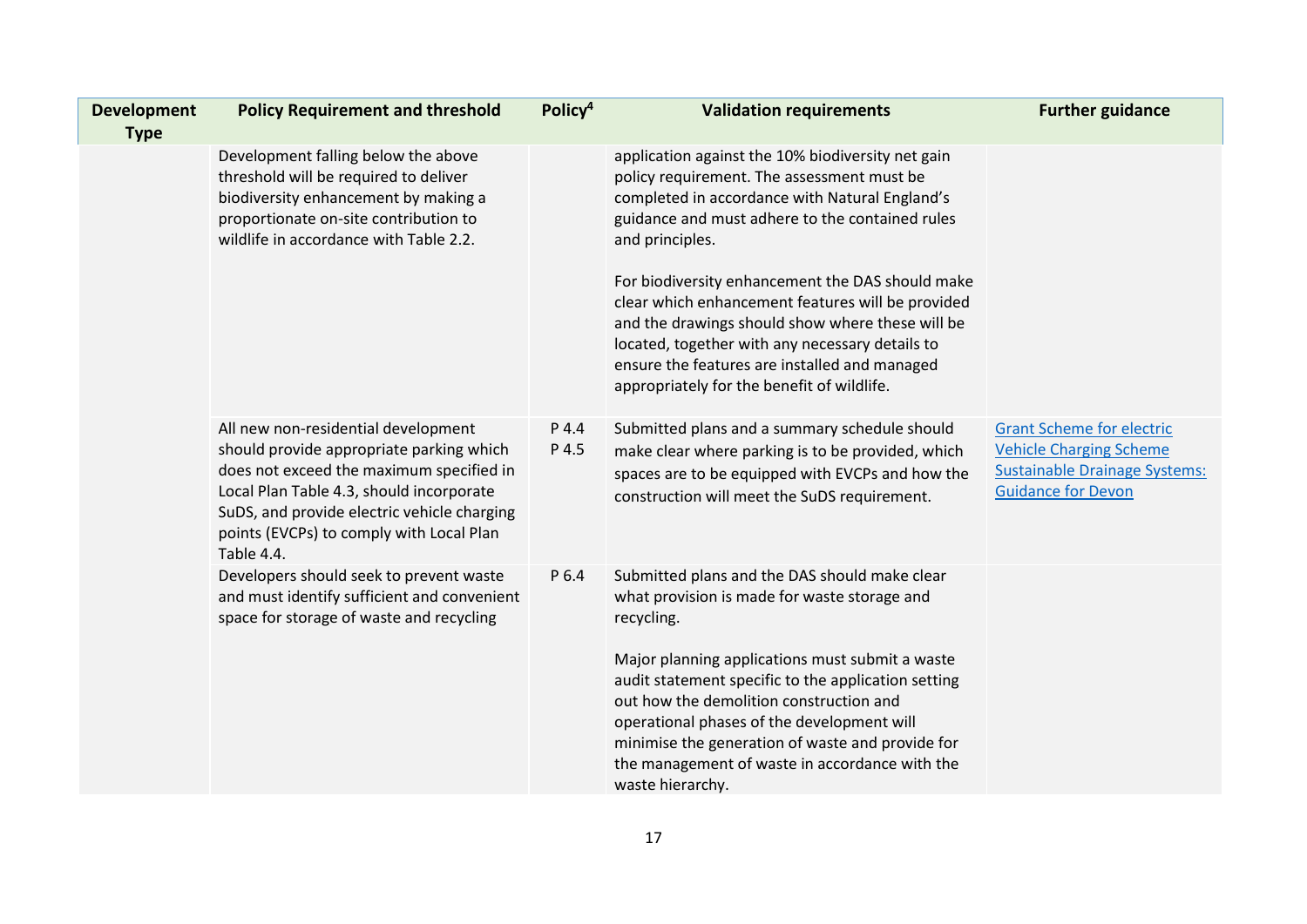| Development Type | Policy Requirement and threshold | Policy[4] | Validation requirements | Further guidance |
|---|---|---|---|---|
| | Development falling below the above threshold will be required to deliver biodiversity enhancement by making a proportionate on-site contribution to wildlife in accordance with Table 2.2. | | application against the 10% biodiversity net gain policy requirement. The assessment must be completed in accordance with Natural England's guidance and must adhere to the contained rules and principles.<br><br>For biodiversity enhancement the DAS should make clear which enhancement features will be provided and the drawings should show where these will be located, together with any necessary details to ensure the features are installed and managed appropriately for the benefit of wildlife. | |
| | All new non-residential development should provide appropriate parking which does not exceed the maximum specified in Local Plan Table 4.3, should incorporate SuDS, and provide electric vehicle charging points (EVCPs) to comply with Local Plan Table 4.4. | P 4.4<br>P 4.5 | Submitted plans and a summary schedule should make clear where parking is to be provided, which spaces are to be equipped with EVCPs and how the construction will meet the SuDS requirement. | Grant Scheme for electric Vehicle Charging Scheme<br>Sustainable Drainage Systems: Guidance for Devon |
| | Developers should seek to prevent waste and must identify sufficient and convenient space for storage of waste and recycling | P 6.4 | Submitted plans and the DAS should make clear what provision is made for waste storage and recycling.<br><br>Major planning applications must submit a waste audit statement specific to the application setting out how the demolition construction and operational phases of the development will minimise the generation of waste and provide for the management of waste in accordance with the waste hierarchy. | |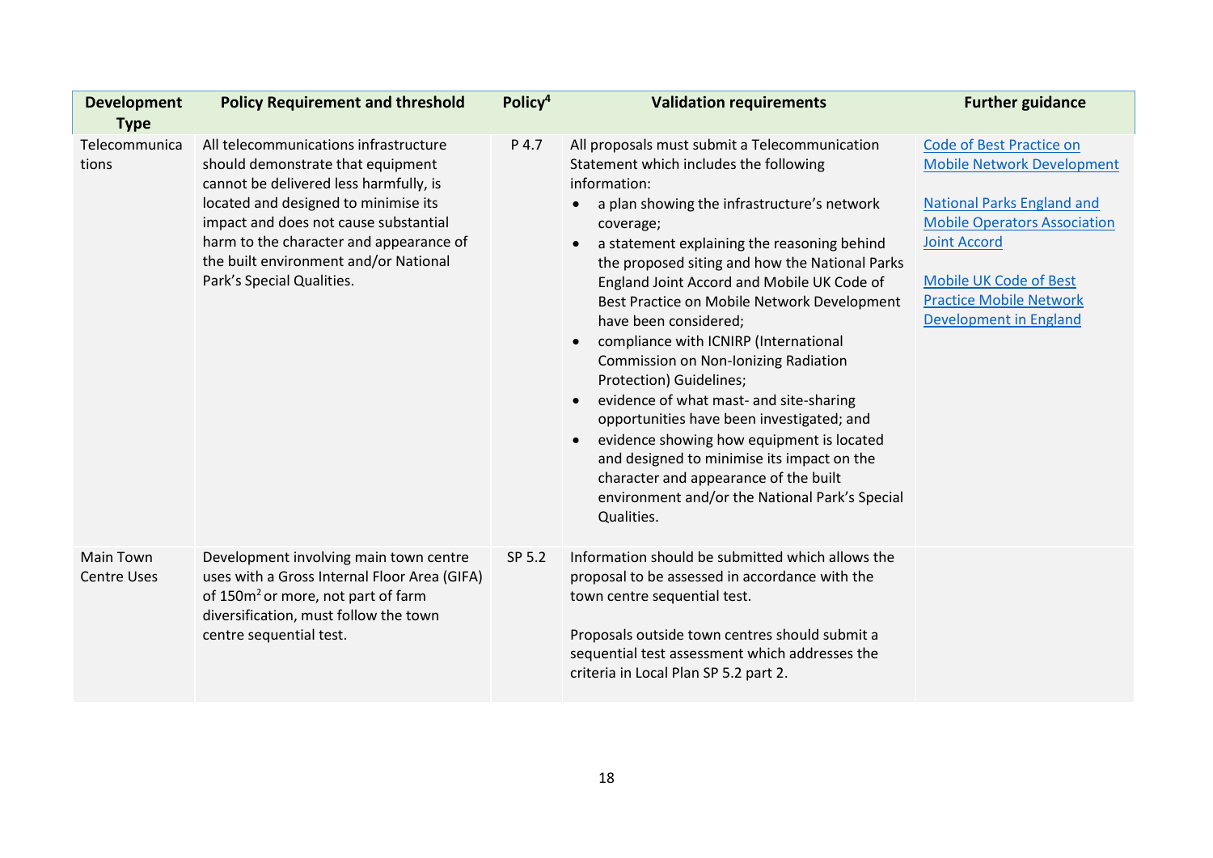| Development Type | Policy Requirement and threshold | Policy[4] | Validation requirements | Further guidance |
|---|---|---|---|---|
| Telecommunications | All telecommunications infrastructure should demonstrate that equipment cannot be delivered less harmfully, is located and designed to minimise its impact and does not cause substantial harm to the character and appearance of the built environment and/or National Park's Special Qualities. | P 4.7 | All proposals must submit a Telecommunication Statement which includes the following information:<br>• a plan showing the infrastructure's network coverage;<br>• a statement explaining the reasoning behind the proposed siting and how the National Parks England Joint Accord and Mobile UK Code of Best Practice on Mobile Network Development have been considered;<br>• compliance with ICNIRP (International Commission on Non-Ionizing Radiation Protection) Guidelines;<br>• evidence of what mast- and site-sharing opportunities have been investigated; and<br>• evidence showing how equipment is located and designed to minimise its impact on the character and appearance of the built environment and/or the National Park's Special Qualities. | Code of Best Practice on Mobile Network Development<br><br>National Parks England and Mobile Operators Association Joint Accord<br><br>Mobile UK Code of Best Practice Mobile Network Development in England |
| Main Town Centre Uses | Development involving main town centre uses with a Gross Internal Floor Area (GIFA) of 150m$^2$ or more, not part of farm diversification, must follow the town centre sequential test. | SP 5.2 | Information should be submitted which allows the proposal to be assessed in accordance with the town centre sequential test.<br><br>Proposals outside town centres should submit a sequential test assessment which addresses the criteria in Local Plan SP 5.2 part 2. | |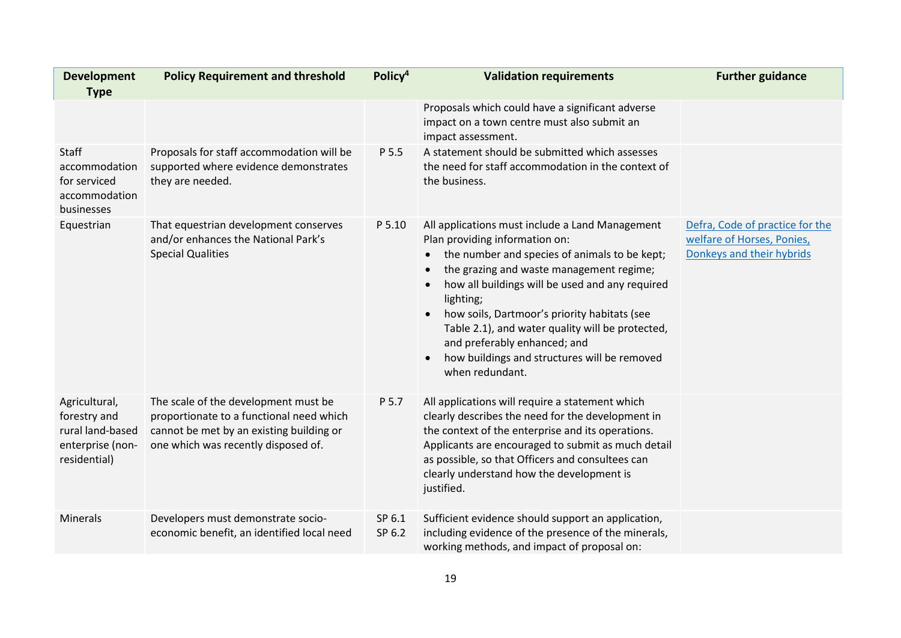| Development Type | Policy Requirement and threshold | Policy[4] | Validation requirements | Further guidance |
|---|---|---|---|---|
| | | | Proposals which could have a significant adverse impact on a town centre must also submit an impact assessment. | |
| Staff accommodation for serviced accommodation businesses | Proposals for staff accommodation will be supported where evidence demonstrates they are needed. | P 5.5 | A statement should be submitted which assesses the need for staff accommodation in the context of the business. | |
| Equestrian | That equestrian development conserves and/or enhances the National Park's Special Qualities | P 5.10 | All applications must include a Land Management Plan providing information on: <br>• the number and species of animals to be kept; <br>• the grazing and waste management regime; <br>• how all buildings will be used and any required lighting; <br>• how soils, Dartmoor's priority habitats (see Table 2.1), and water quality will be protected, and preferably enhanced; and <br>• how buildings and structures will be removed when redundant. | Defra, Code of practice for the welfare of Horses, Ponies, Donkeys and their hybrids |
| Agricultural, forestry and rural land-based enterprise (non-residential) | The scale of the development must be proportionate to a functional need which cannot be met by an existing building or one which was recently disposed of. | P 5.7 | All applications will require a statement which clearly describes the need for the development in the context of the enterprise and its operations. Applicants are encouraged to submit as much detail as possible, so that Officers and consultees can clearly understand how the development is justified. | |
| Minerals | Developers must demonstrate socio-economic benefit, an identified local need | SP 6.1 SP 6.2 | Sufficient evidence should support an application, including evidence of the presence of the minerals, working methods, and impact of proposal on: | |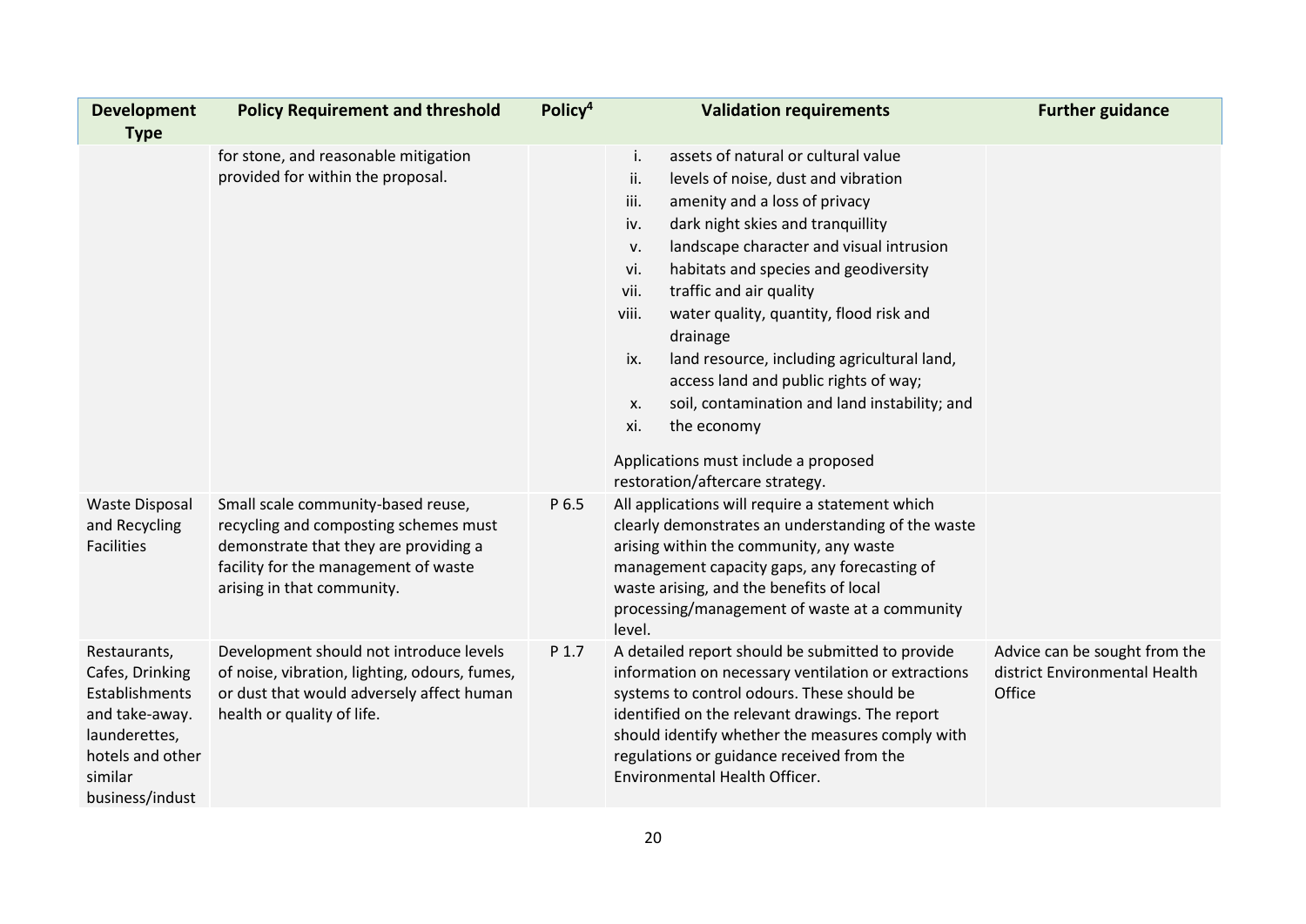| Development Type | Policy Requirement and threshold | Policy[4] | Validation requirements | Further guidance |
|---|---|---|---|---|
| | for stone, and reasonable mitigation provided for within the proposal. | | i. assets of natural or cultural value<br>ii. levels of noise, dust and vibration<br>iii. amenity and a loss of privacy<br>iv. dark night skies and tranquillity<br>v. landscape character and visual intrusion<br>vi. habitats and species and geodiversity<br>vii. traffic and air quality<br>viii. water quality, quantity, flood risk and drainage<br>ix. land resource, including agricultural land, access land and public rights of way;<br>x. soil, contamination and land instability; and<br>xi. the economy<br><br>Applications must include a proposed restoration/aftercare strategy. | |
| Waste Disposal and Recycling Facilities | Small scale community-based reuse, recycling and composting schemes must demonstrate that they are providing a facility for the management of waste arising in that community. | P 6.5 | All applications will require a statement which clearly demonstrates an understanding of the waste arising within the community, any waste management capacity gaps, any forecasting of waste arising, and the benefits of local processing/management of waste at a community level. | |
| Restaurants, Cafes, Drinking Establishments and take-away. launderettes, hotels and other similar business/indust | Development should not introduce levels of noise, vibration, lighting, odours, fumes, or dust that would adversely affect human health or quality of life. | P 1.7 | A detailed report should be submitted to provide information on necessary ventilation or extractions systems to control odours. These should be identified on the relevant drawings. The report should identify whether the measures comply with regulations or guidance received from the Environmental Health Officer. | Advice can be sought from the district Environmental Health Office |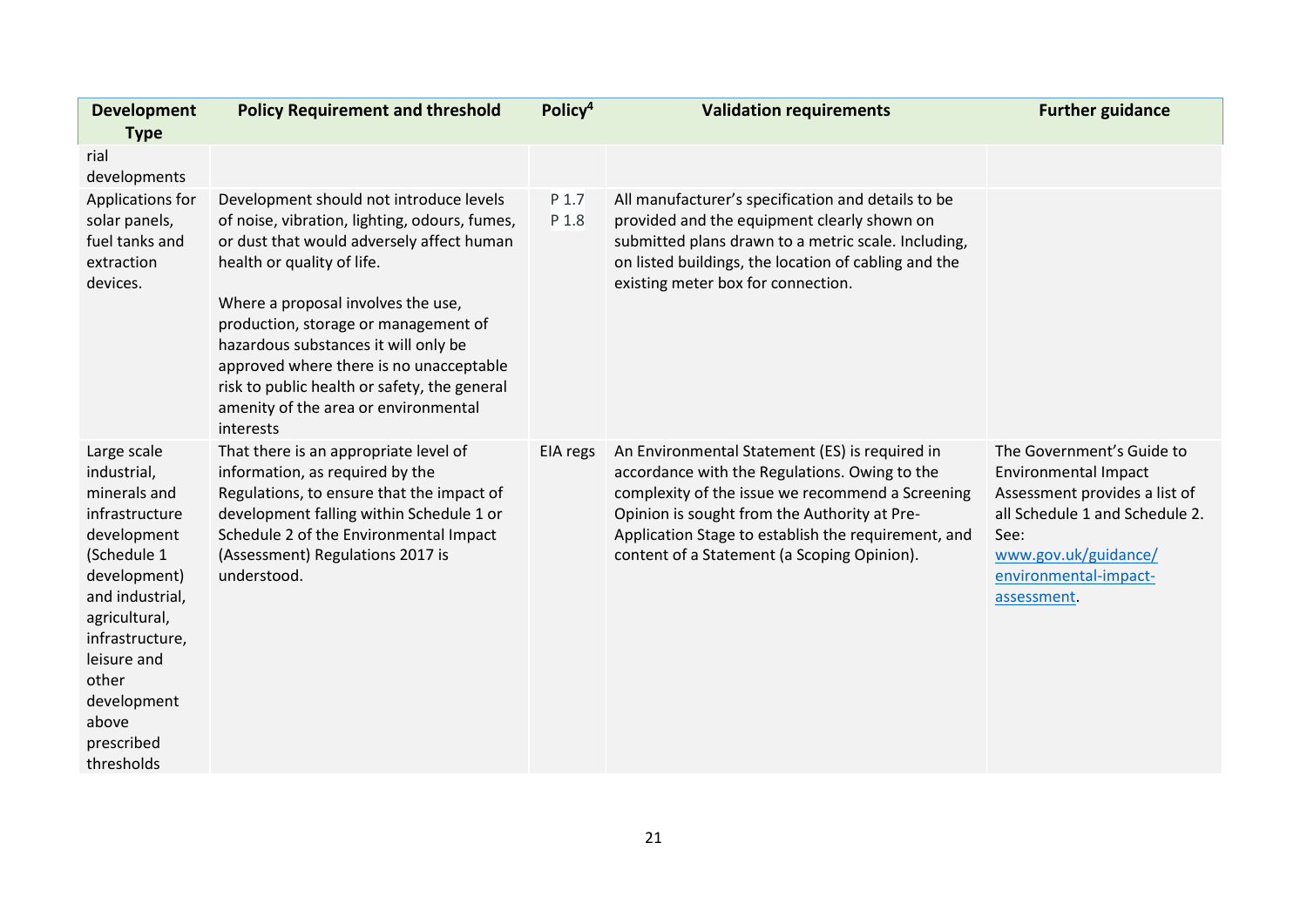| Development Type | Policy Requirement and threshold | Policy[4] | Validation requirements | Further guidance |
|---|---|---|---|---|
| rial developments | | | | |
| Applications for solar panels, fuel tanks and extraction devices. | Development should not introduce levels of noise, vibration, lighting, odours, fumes, or dust that would adversely affect human health or quality of life.<br><br>Where a proposal involves the use, production, storage or management of hazardous substances it will only be approved where there is no unacceptable risk to public health or safety, the general amenity of the area or environmental interests | P 1.7<br>P 1.8 | All manufacturer's specification and details to be provided and the equipment clearly shown on submitted plans drawn to a metric scale. Including, on listed buildings, the location of cabling and the existing meter box for connection. | |
| Large scale industrial, minerals and infrastructure development (Schedule 1 development) and industrial, agricultural, infrastructure, leisure and other development above prescribed thresholds | That there is an appropriate level of information, as required by the Regulations, to ensure that the impact of development falling within Schedule 1 or Schedule 2 of the Environmental Impact (Assessment) Regulations 2017 is understood. | EIA regs | An Environmental Statement (ES) is required in accordance with the Regulations. Owing to the complexity of the issue we recommend a Screening Opinion is sought from the Authority at Pre-Application Stage to establish the requirement, and content of a Statement (a Scoping Opinion). | The Government's Guide to Environmental Impact Assessment provides a list of all Schedule 1 and Schedule 2. See: www.gov.uk/guidance/environmental-impact-assessment. |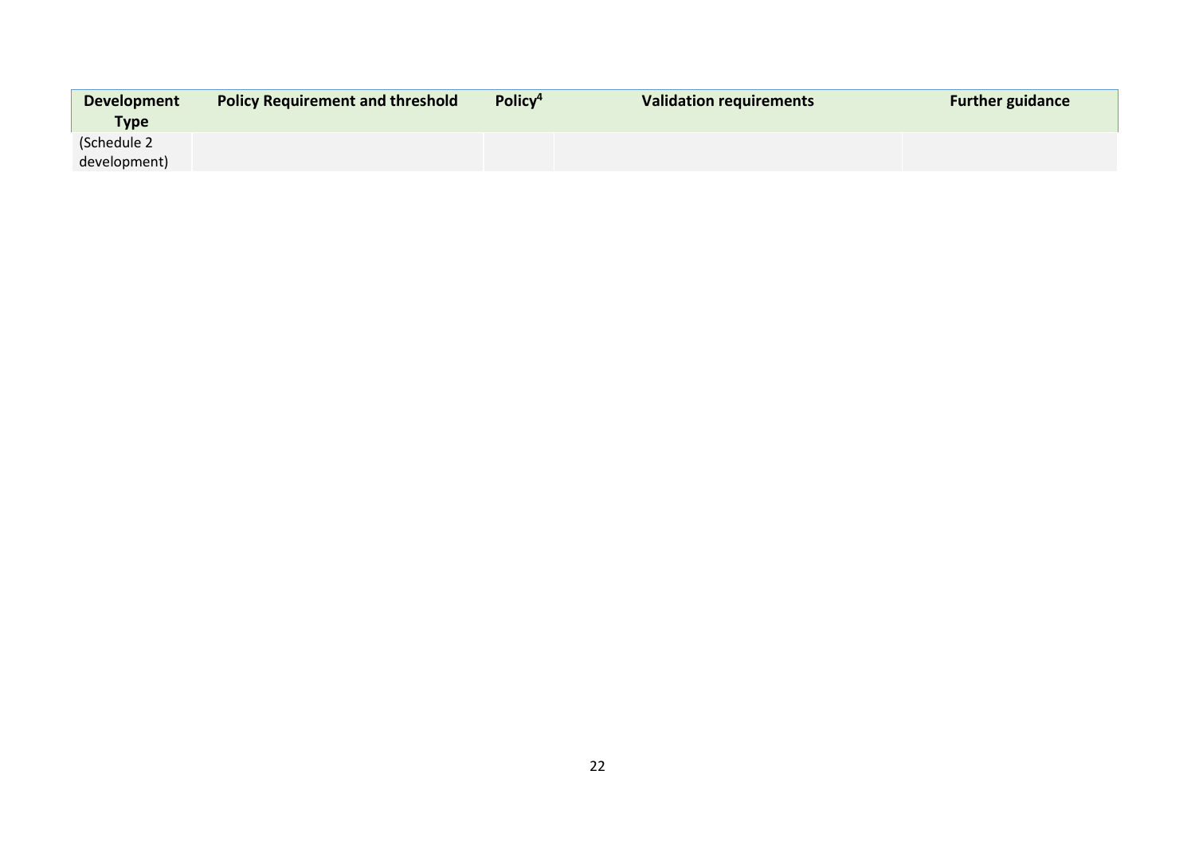| Development Type | Policy Requirement and threshold | Policy[4] | Validation requirements | Further guidance |
|---|---|---|---|---|
| (Schedule 2 development) | | | | |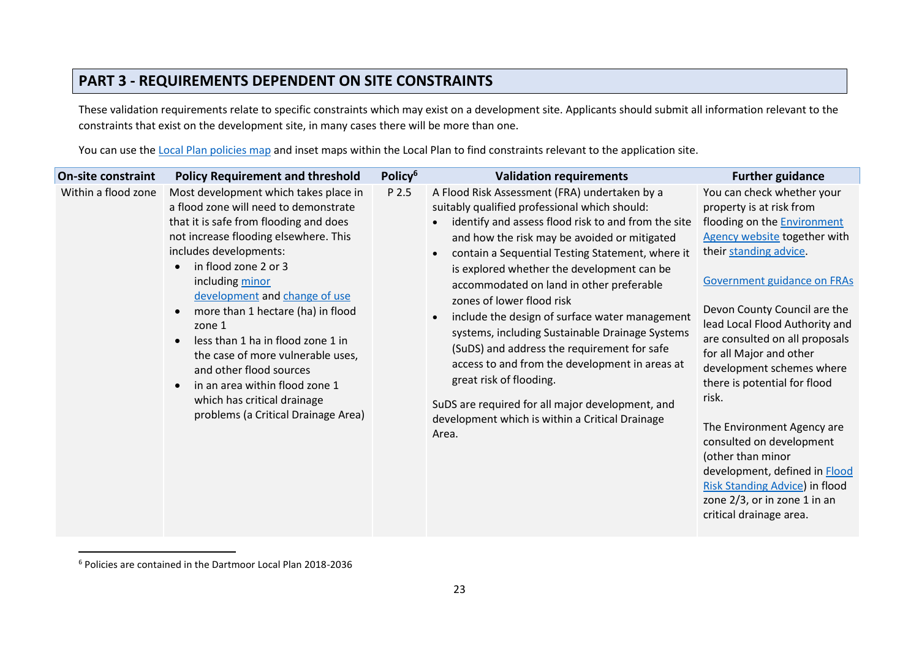## PART 3 - REQUIREMENTS DEPENDENT ON SITE CONSTRAINTS

These validation requirements relate to specific constraints which may exist on a development site. Applicants should submit all information relevant to the constraints that exist on the development site, in many cases there will be more than one.

You can use the Local Plan policies map and inset maps within the Local Plan to find constraints relevant to the application site.

| On-site constraint | Policy Requirement and threshold | Policy[6] | Validation requirements | Further guidance |
|---|---|---|---|---|
| Within a flood zone | Most development which takes place in a flood zone will need to demonstrate that it is safe from flooding and does not increase flooding elsewhere. This includes developments:<br>• in flood zone 2 or 3 including minor development and change of use<br>• more than 1 hectare (ha) in flood zone 1<br>• less than 1 ha in flood zone 1 in the case of more vulnerable uses, and other flood sources<br>• in an area within flood zone 1 which has critical drainage problems (a Critical Drainage Area) | P 2.5 | A Flood Risk Assessment (FRA) undertaken by a suitably qualified professional which should:<br>• identify and assess flood risk to and from the site and how the risk may be avoided or mitigated<br>• contain a Sequential Testing Statement, where it is explored whether the development can be accommodated on land in other preferable zones of lower flood risk<br>• include the design of surface water management systems, including Sustainable Drainage Systems (SuDS) and address the requirement for safe access to and from the development in areas at great risk of flooding.<br><br>SuDS are required for all major development, and development which is within a Critical Drainage Area. | You can check whether your property is at risk from flooding on the Environment Agency website together with their standing advice.<br><br>Government guidance on FRAs<br><br>Devon County Council are the lead Local Flood Authority and are consulted on all proposals for all Major and other development schemes where there is potential for flood risk.<br><br>The Environment Agency are consulted on development (other than minor development, defined in Flood Risk Standing Advice) in flood zone 2/3, or in zone 1 in an critical drainage area. |

[6] Policies are contained in the Dartmoor Local Plan 2018-2036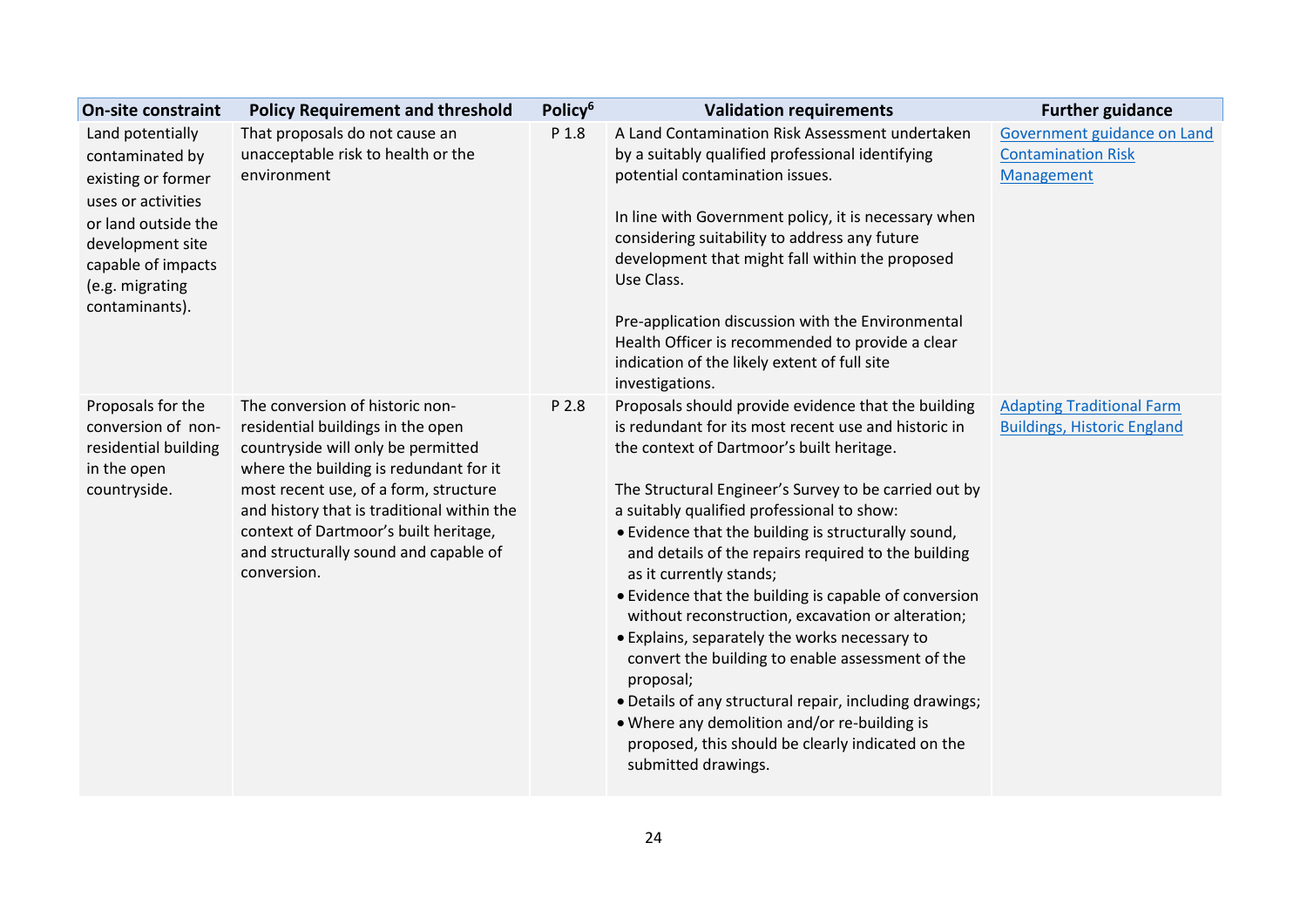| On-site constraint | Policy Requirement and threshold | Policy[6] | Validation requirements | Further guidance |
|---|---|---|---|---|
| Land potentially contaminated by existing or former uses or activities or land outside the development site capable of impacts (e.g. migrating contaminants). | That proposals do not cause an unacceptable risk to health or the environment | P 1.8 | A Land Contamination Risk Assessment undertaken by a suitably qualified professional identifying potential contamination issues.<br><br>In line with Government policy, it is necessary when considering suitability to address any future development that might fall within the proposed Use Class.<br><br>Pre-application discussion with the Environmental Health Officer is recommended to provide a clear indication of the likely extent of full site investigations. | Government guidance on Land Contamination Risk Management |
| Proposals for the conversion of non-residential building in the open countryside. | The conversion of historic non-residential buildings in the open countryside will only be permitted where the building is redundant for it most recent use, of a form, structure and history that is traditional within the context of Dartmoor's built heritage, and structurally sound and capable of conversion. | P 2.8 | Proposals should provide evidence that the building is redundant for its most recent use and historic in the context of Dartmoor's built heritage.<br><br>The Structural Engineer's Survey to be carried out by a suitably qualified professional to show:<br>• Evidence that the building is structurally sound, and details of the repairs required to the building as it currently stands;<br>• Evidence that the building is capable of conversion without reconstruction, excavation or alteration;<br>• Explains, separately the works necessary to convert the building to enable assessment of the proposal;<br>• Details of any structural repair, including drawings;<br>• Where any demolition and/or re-building is proposed, this should be clearly indicated on the submitted drawings. | Adapting Traditional Farm Buildings, Historic England |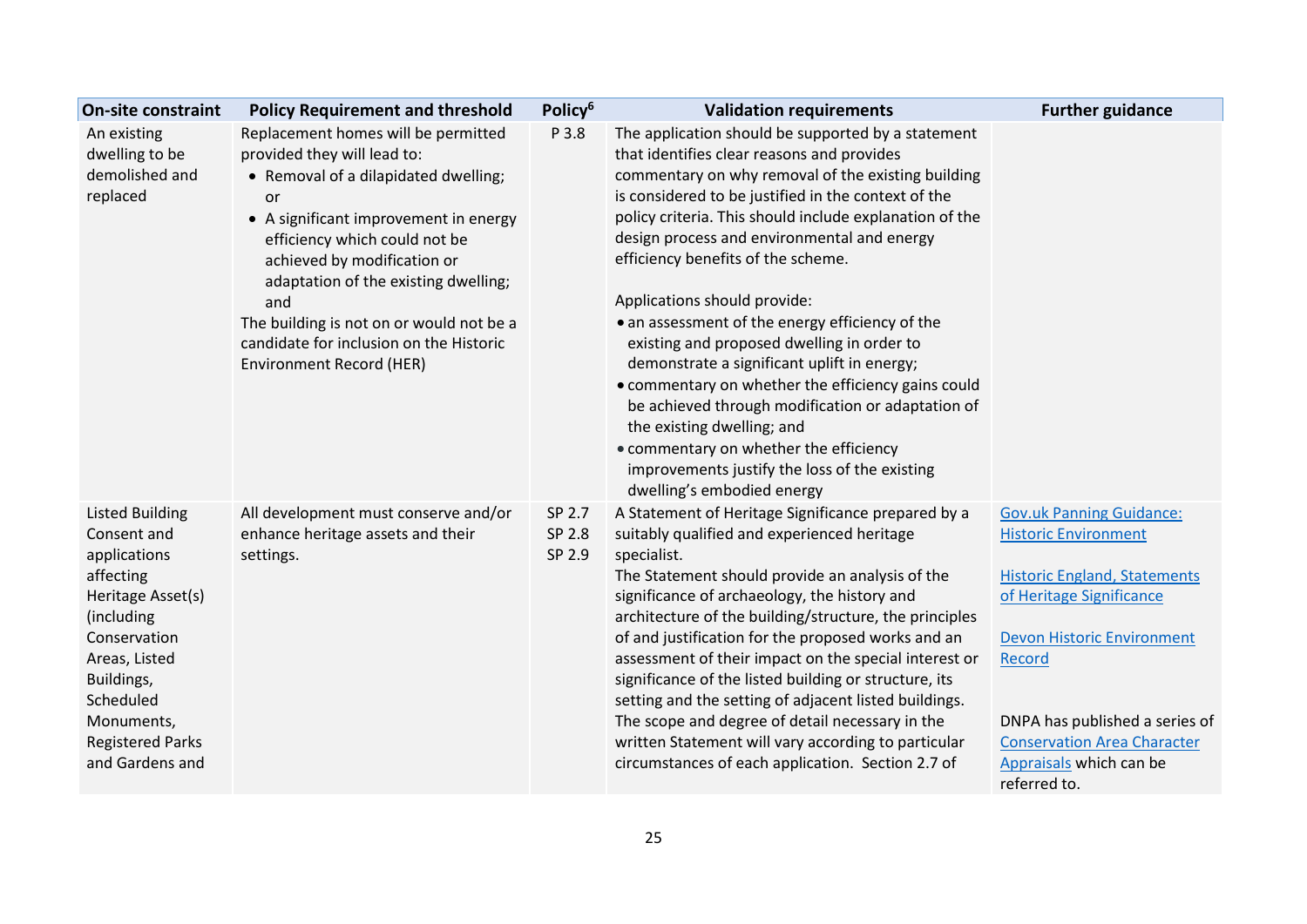| On-site constraint | Policy Requirement and threshold | Policy[6] | Validation requirements | Further guidance |
|---|---|---|---|---|
| An existing dwelling to be demolished and replaced | Replacement homes will be permitted provided they will lead to:<br>• Removal of a dilapidated dwelling; or<br>• A significant improvement in energy efficiency which could not be achieved by modification or adaptation of the existing dwelling; and<br>The building is not on or would not be a candidate for inclusion on the Historic Environment Record (HER) | P 3.8 | The application should be supported by a statement that identifies clear reasons and provides commentary on why removal of the existing building is considered to be justified in the context of the policy criteria. This should include explanation of the design process and environmental and energy efficiency benefits of the scheme.<br><br>Applications should provide:<br>• an assessment of the energy efficiency of the existing and proposed dwelling in order to demonstrate a significant uplift in energy;<br>• commentary on whether the efficiency gains could be achieved through modification or adaptation of the existing dwelling; and<br>• commentary on whether the efficiency improvements justify the loss of the existing dwelling's embodied energy | |
| Listed Building Consent and applications affecting Heritage Asset(s) (including Conservation Areas, Listed Buildings, Scheduled Monuments, Registered Parks and Gardens and | All development must conserve and/or enhance heritage assets and their settings. | SP 2.7<br>SP 2.8<br>SP 2.9 | A Statement of Heritage Significance prepared by a suitably qualified and experienced heritage specialist.<br>The Statement should provide an analysis of the significance of archaeology, the history and architecture of the building/structure, the principles of and justification for the proposed works and an assessment of their impact on the special interest or significance of the listed building or structure, its setting and the setting of adjacent listed buildings.<br>The scope and degree of detail necessary in the written Statement will vary according to particular circumstances of each application. Section 2.7 of | Gov.uk Panning Guidance: Historic Environment<br><br>Historic England, Statements of Heritage Significance<br><br>Devon Historic Environment Record<br><br>DNPA has published a series of Conservation Area Character Appraisals which can be referred to. |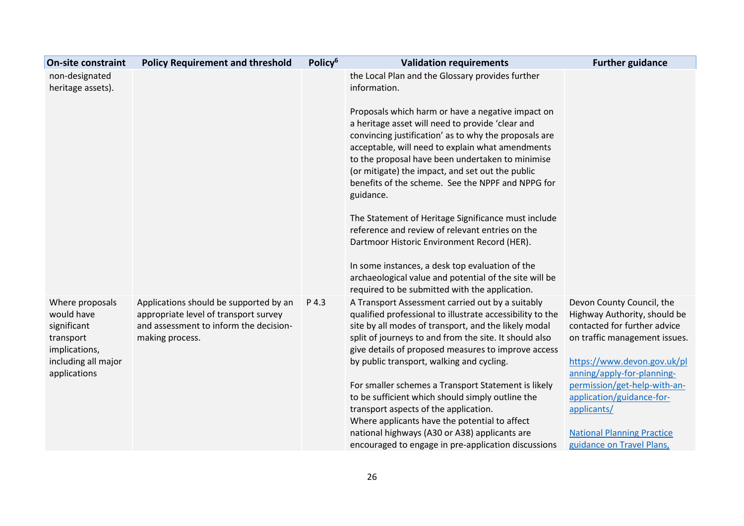| On-site constraint | Policy Requirement and threshold | Policy[6] | Validation requirements | Further guidance |
|---|---|---|---|---|
| non-designated heritage assets). | | | the Local Plan and the Glossary provides further information.<br><br>Proposals which harm or have a negative impact on a heritage asset will need to provide 'clear and convincing justification' as to why the proposals are acceptable, will need to explain what amendments to the proposal have been undertaken to minimise (or mitigate) the impact, and set out the public benefits of the scheme. See the NPPF and NPPG for guidance.<br><br>The Statement of Heritage Significance must include reference and review of relevant entries on the Dartmoor Historic Environment Record (HER).<br><br>In some instances, a desk top evaluation of the archaeological value and potential of the site will be required to be submitted with the application. | |
| Where proposals would have significant transport implications, including all major applications | Applications should be supported by an appropriate level of transport survey and assessment to inform the decision-making process. | P 4.3 | A Transport Assessment carried out by a suitably qualified professional to illustrate accessibility to the site by all modes of transport, and the likely modal split of journeys to and from the site. It should also give details of proposed measures to improve access by public transport, walking and cycling.<br><br>For smaller schemes a Transport Statement is likely to be sufficient which should simply outline the transport aspects of the application.<br>Where applicants have the potential to affect national highways (A30 or A38) applicants are encouraged to engage in pre-application discussions | Devon County Council, the Highway Authority, should be contacted for further advice on traffic management issues.<br><br>https://www.devon.gov.uk/planning/apply-for-planning-permission/get-help-with-an-application/guidance-for-applicants/<br><br>National Planning Practice guidance on Travel Plans, |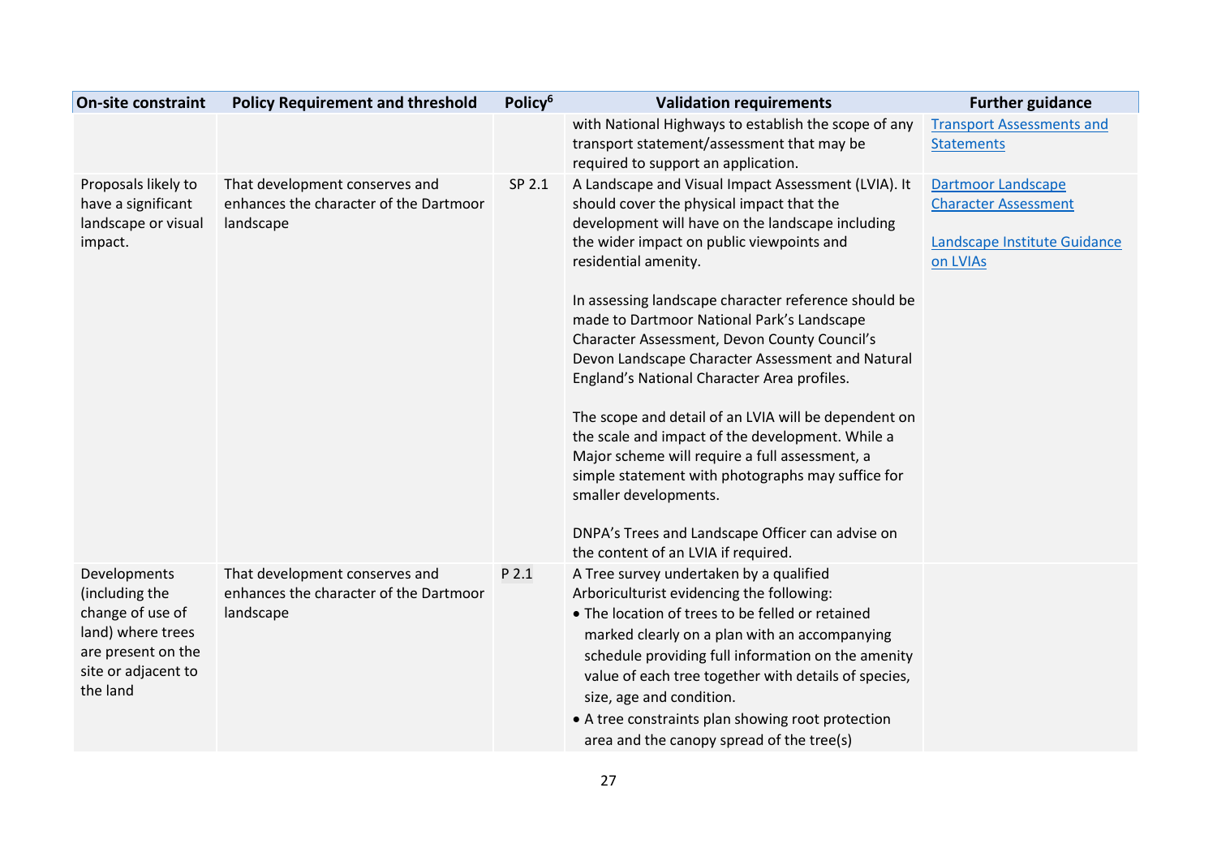| On-site constraint | Policy Requirement and threshold | Policy[6] | Validation requirements | Further guidance |
|---|---|---|---|---|
| | | | with National Highways to establish the scope of any transport statement/assessment that may be required to support an application. | Transport Assessments and Statements |
| Proposals likely to have a significant landscape or visual impact. | That development conserves and enhances the character of the Dartmoor landscape | SP 2.1 | A Landscape and Visual Impact Assessment (LVIA). It should cover the physical impact that the development will have on the landscape including the wider impact on public viewpoints and residential amenity.<br><br>In assessing landscape character reference should be made to Dartmoor National Park's Landscape Character Assessment, Devon County Council's Devon Landscape Character Assessment and Natural England's National Character Area profiles.<br><br>The scope and detail of an LVIA will be dependent on the scale and impact of the development. While a Major scheme will require a full assessment, a simple statement with photographs may suffice for smaller developments.<br><br>DNPA's Trees and Landscape Officer can advise on the content of an LVIA if required. | Dartmoor Landscape Character Assessment<br><br>Landscape Institute Guidance on LVIAs |
| Developments (including the change of use of land) where trees are present on the site or adjacent to the land | That development conserves and enhances the character of the Dartmoor landscape | P 2.1 | A Tree survey undertaken by a qualified Arboriculturist evidencing the following:<br>• The location of trees to be felled or retained marked clearly on a plan with an accompanying schedule providing full information on the amenity value of each tree together with details of species, size, age and condition.<br>• A tree constraints plan showing root protection area and the canopy spread of the tree(s) | |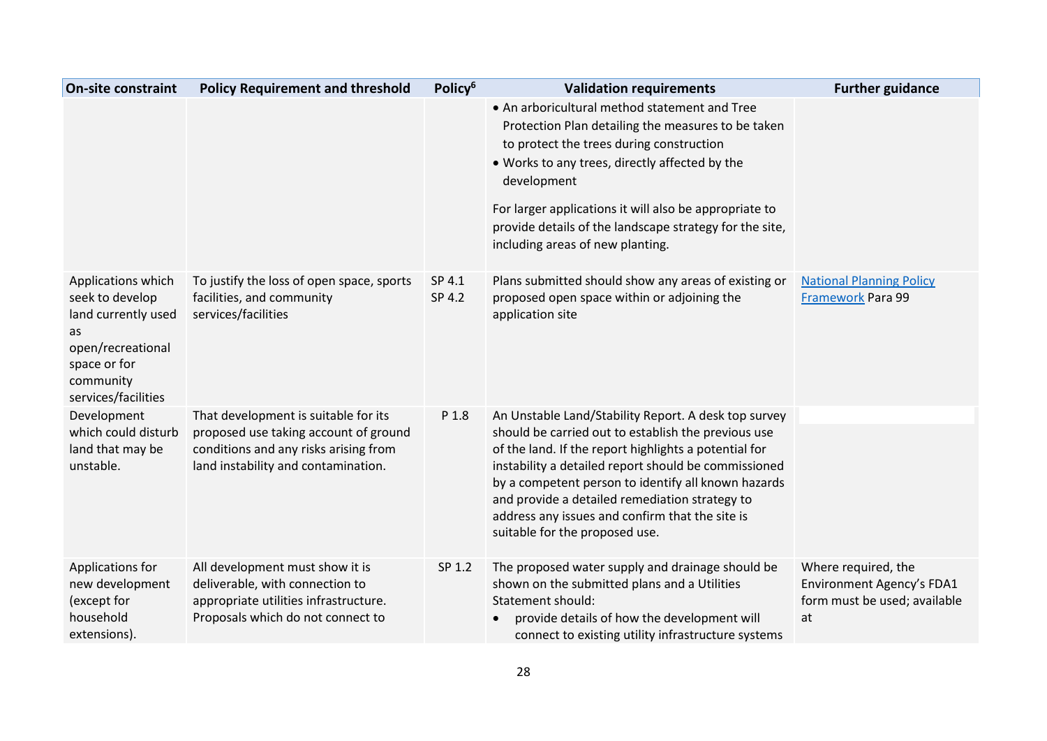| On-site constraint | Policy Requirement and threshold | Policy[6] | Validation requirements | Further guidance |
|---|---|---|---|---|
| | | | • An arboricultural method statement and Tree Protection Plan detailing the measures to be taken to protect the trees during construction<br>• Works to any trees, directly affected by the development<br><br>For larger applications it will also be appropriate to provide details of the landscape strategy for the site, including areas of new planting. | |
| Applications which seek to develop land currently used as open/recreational space or for community services/facilities | To justify the loss of open space, sports facilities, and community services/facilities | SP 4.1<br>SP 4.2 | Plans submitted should show any areas of existing or proposed open space within or adjoining the application site | National Planning Policy Framework Para 99 |
| Development which could disturb land that may be unstable. | That development is suitable for its proposed use taking account of ground conditions and any risks arising from land instability and contamination. | P 1.8 | An Unstable Land/Stability Report. A desk top survey should be carried out to establish the previous use of the land. If the report highlights a potential for instability a detailed report should be commissioned by a competent person to identify all known hazards and provide a detailed remediation strategy to address any issues and confirm that the site is suitable for the proposed use. | |
| Applications for new development (except for household extensions). | All development must show it is deliverable, with connection to appropriate utilities infrastructure. Proposals which do not connect to | SP 1.2 | The proposed water supply and drainage should be shown on the submitted plans and a Utilities Statement should:<br>• provide details of how the development will connect to existing utility infrastructure systems | Where required, the Environment Agency's FDA1 form must be used; available at |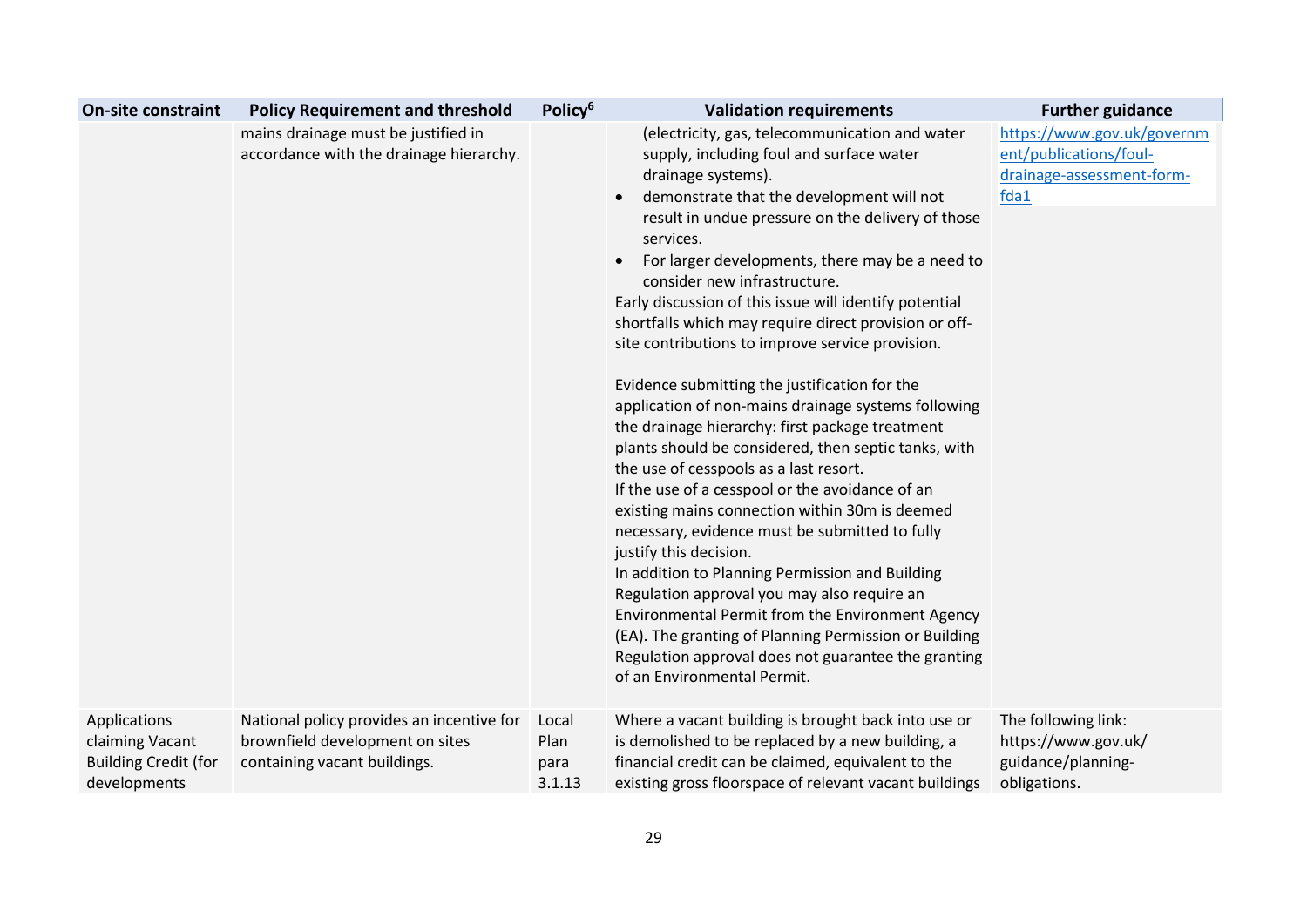| On-site constraint | Policy Requirement and threshold | Policy[6] | Validation requirements | Further guidance |
|---|---|---|---|---|
| | mains drainage must be justified in accordance with the drainage hierarchy. | | (electricity, gas, telecommunication and water supply, including foul and surface water drainage systems).<br>• demonstrate that the development will not result in undue pressure on the delivery of those services.<br>• For larger developments, there may be a need to consider new infrastructure.<br>Early discussion of this issue will identify potential shortfalls which may require direct provision or off-site contributions to improve service provision.<br><br>Evidence submitting the justification for the application of non-mains drainage systems following the drainage hierarchy: first package treatment plants should be considered, then septic tanks, with the use of cesspools as a last resort.<br>If the use of a cesspool or the avoidance of an existing mains connection within 30m is deemed necessary, evidence must be submitted to fully justify this decision.<br>In addition to Planning Permission and Building Regulation approval you may also require an Environmental Permit from the Environment Agency (EA). The granting of Planning Permission or Building Regulation approval does not guarantee the granting of an Environmental Permit. | [https://www.gov.uk/government/publications/foul-drainage-assessment-form-fda1](https://www.gov.uk/government/publications/foul-drainage-assessment-form-fda1) |
| Applications claiming Vacant Building Credit (for developments | National policy provides an incentive for brownfield development on sites containing vacant buildings. | Local Plan para 3.1.13 | Where a vacant building is brought back into use or is demolished to be replaced by a new building, a financial credit can be claimed, equivalent to the existing gross floorspace of relevant vacant buildings | The following link: https://www.gov.uk/guidance/planning-obligations. |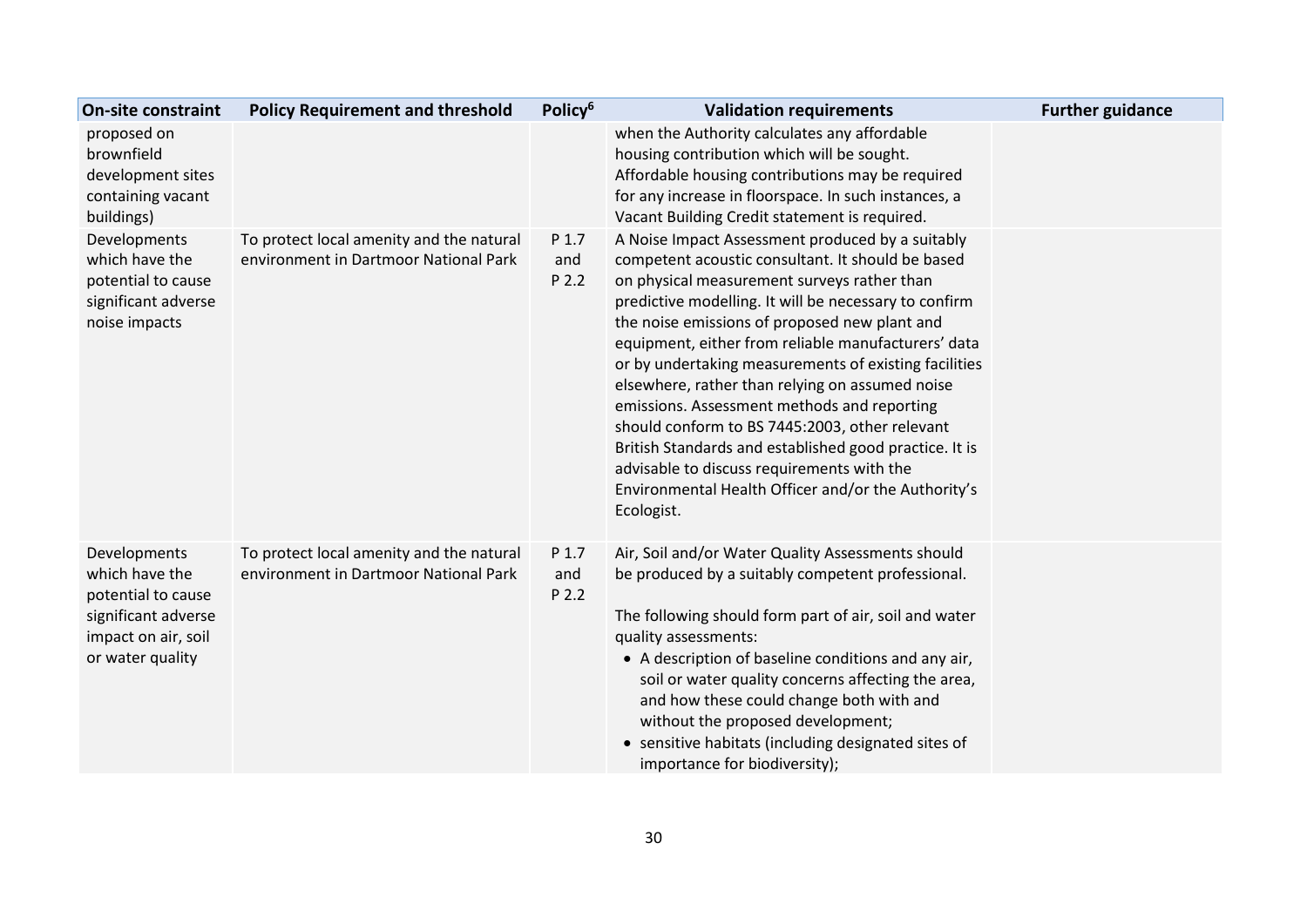| On-site constraint | Policy Requirement and threshold | Policy[6] | Validation requirements | Further guidance |
|---|---|---|---|---|
| proposed on brownfield development sites containing vacant buildings) | | | when the Authority calculates any affordable housing contribution which will be sought. Affordable housing contributions may be required for any increase in floorspace. In such instances, a Vacant Building Credit statement is required. | |
| Developments which have the potential to cause significant adverse noise impacts | To protect local amenity and the natural environment in Dartmoor National Park | P 1.7 and P 2.2 | A Noise Impact Assessment produced by a suitably competent acoustic consultant. It should be based on physical measurement surveys rather than predictive modelling. It will be necessary to confirm the noise emissions of proposed new plant and equipment, either from reliable manufacturers' data or by undertaking measurements of existing facilities elsewhere, rather than relying on assumed noise emissions. Assessment methods and reporting should conform to BS 7445:2003, other relevant British Standards and established good practice. It is advisable to discuss requirements with the Environmental Health Officer and/or the Authority's Ecologist. | |
| Developments which have the potential to cause significant adverse impact on air, soil or water quality | To protect local amenity and the natural environment in Dartmoor National Park | P 1.7 and P 2.2 | Air, Soil and/or Water Quality Assessments should be produced by a suitably competent professional.<br><br>The following should form part of air, soil and water quality assessments:<br>• A description of baseline conditions and any air, soil or water quality concerns affecting the area, and how these could change both with and without the proposed development;<br>• sensitive habitats (including designated sites of importance for biodiversity); | |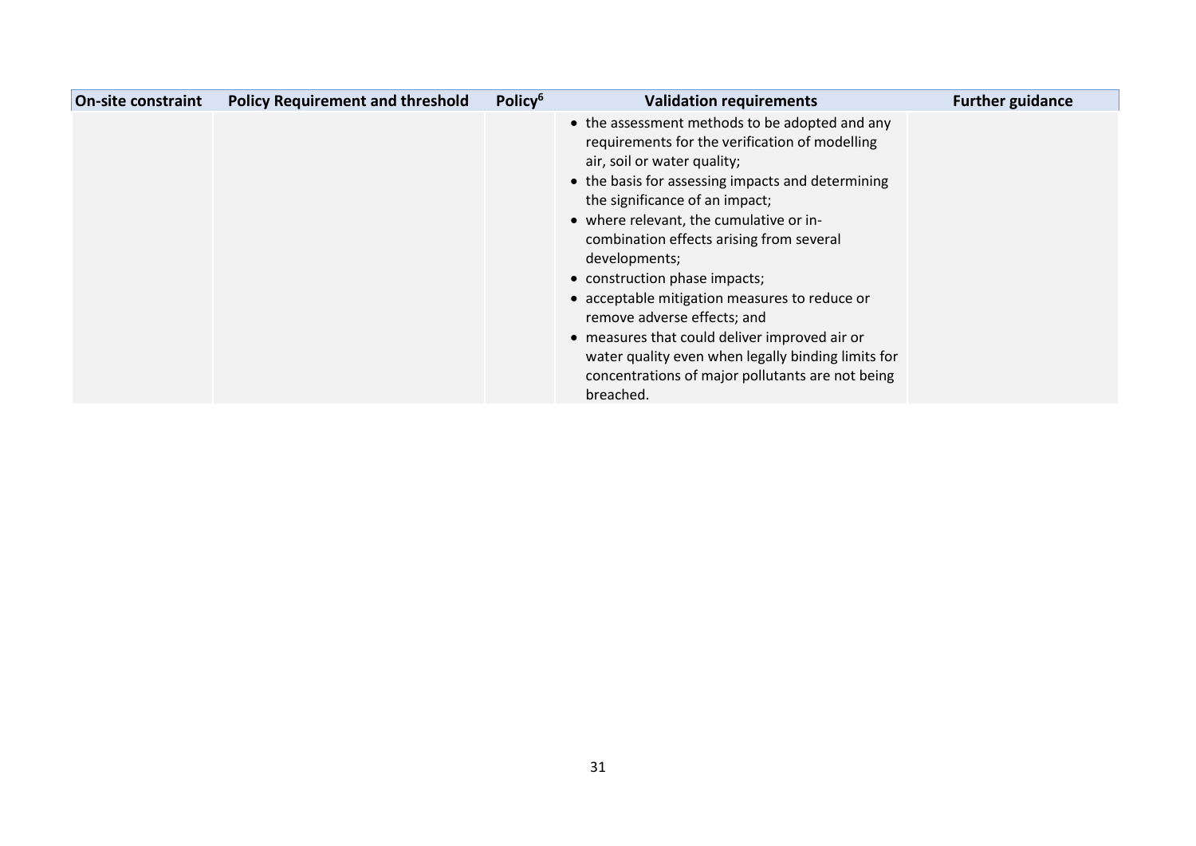| On-site constraint | Policy Requirement and threshold | Policy[6] | Validation requirements | Further guidance |
|---|---|---|---|---|
| | | | • the assessment methods to be adopted and any requirements for the verification of modelling air, soil or water quality;<br>• the basis for assessing impacts and determining the significance of an impact;<br>• where relevant, the cumulative or in-combination effects arising from several developments;<br>• construction phase impacts;<br>• acceptable mitigation measures to reduce or remove adverse effects; and<br>• measures that could deliver improved air or water quality even when legally binding limits for concentrations of major pollutants are not being breached. | |